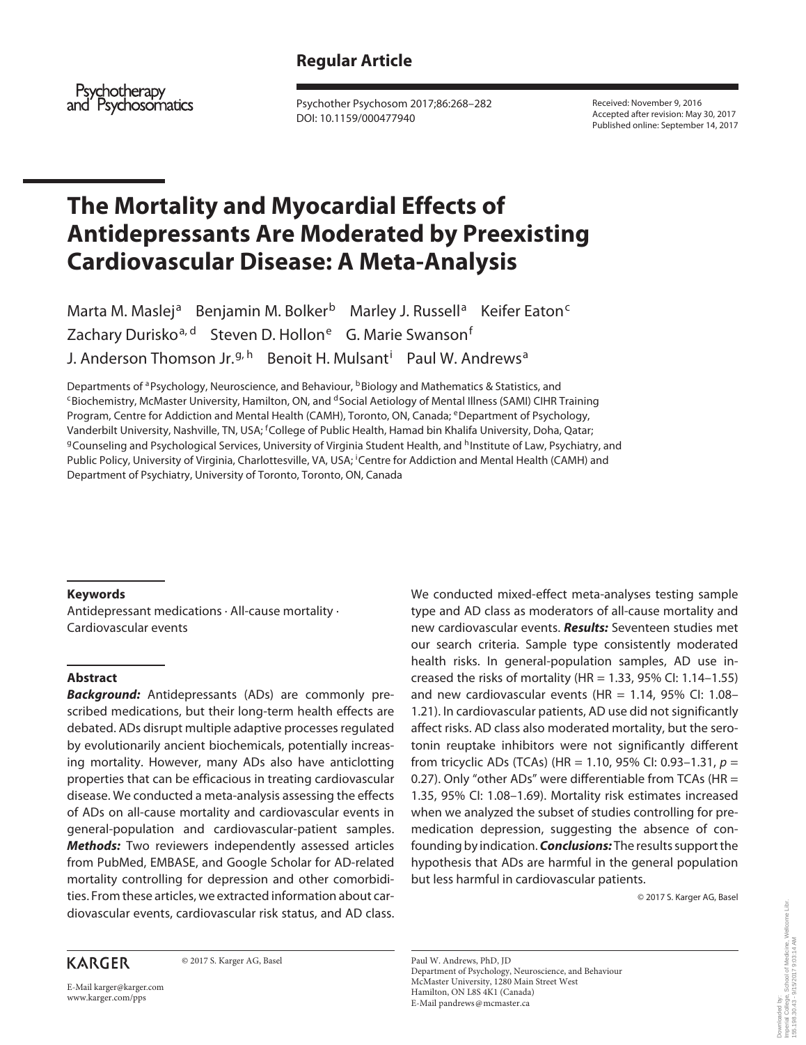Regular Article

Received: November 9, 2016
Accepted after revision: May 30, 2017
Published online: September 14, 2017

# The Mortality and Myocardial Effects of Antidepressants Are Moderated by Preexisting Cardiovascular Disease: A Meta-Analysis

Marta M. Maslej[a] Benjamin M. Bolker[b] Marley J. Russell[a] Keifer Eaton[c] Zachary Durisko[a, d] Steven D. Hollon[e] G. Marie Swanson[f] J. Anderson Thomson Jr.[g, h] Benoit H. Mulsant[i] Paul W. Andrews[a]

Departments of [a]Psychology, Neuroscience, and Behaviour, [b]Biology and Mathematics & Statistics, and [c]Biochemistry, McMaster University, Hamilton, ON, and [d]Social Aetiology of Mental Illness (SAMI) CIHR Training Program, Centre for Addiction and Mental Health (CAMH), Toronto, ON, Canada; [e]Department of Psychology, Vanderbilt University, Nashville, TN, USA; [f]College of Public Health, Hamad bin Khalifa University, Doha, Qatar; [g]Counseling and Psychological Services, University of Virginia Student Health, and [h]Institute of Law, Psychiatry, and Public Policy, University of Virginia, Charlottesville, VA, USA; [i]Centre for Addiction and Mental Health (CAMH) and Department of Psychiatry, University of Toronto, Toronto, ON, Canada

### Keywords

Antidepressant medications · All-cause mortality · Cardiovascular events

### Abstract

***Background:*** Antidepressants (ADs) are commonly prescribed medications, but their long-term health effects are debated. ADs disrupt multiple adaptive processes regulated by evolutionarily ancient biochemicals, potentially increasing mortality. However, many ADs also have anticlotting properties that can be efficacious in treating cardiovascular disease. We conducted a meta-analysis assessing the effects of ADs on all-cause mortality and cardiovascular events in general-population and cardiovascular-patient samples. ***Methods:*** Two reviewers independently assessed articles from PubMed, EMBASE, and Google Scholar for AD-related mortality controlling for depression and other comorbidities. From these articles, we extracted information about cardiovascular events, cardiovascular risk status, and AD class. We conducted mixed-effect meta-analyses testing sample type and AD class as moderators of all-cause mortality and new cardiovascular events. ***Results:*** Seventeen studies met our search criteria. Sample type consistently moderated health risks. In general-population samples, AD use increased the risks of mortality (HR = 1.33, 95% CI: 1.14–1.55) and new cardiovascular events (HR = 1.14, 95% CI: 1.08–1.21). In cardiovascular patients, AD use did not significantly affect risks. AD class also moderated mortality, but the serotonin reuptake inhibitors were not significantly different from tricyclic ADs (TCAs) (HR = 1.10, 95% CI: 0.93–1.31, $p$ = 0.27). Only "other ADs" were differentiable from TCAs (HR = 1.35, 95% CI: 1.08–1.69). Mortality risk estimates increased when we analyzed the subset of studies controlling for premedication depression, suggesting the absence of confounding by indication. ***Conclusions:*** The results support the hypothesis that ADs are harmful in the general population but less harmful in cardiovascular patients.

© 2017 S. Karger AG, Basel

Paul W. Andrews, PhD, JD
Department of Psychology, Neuroscience, and Behaviour
McMaster University, 1280 Main Street West
Hamilton, ON L8S 4K1 (Canada)
E-Mail pandrews@mcmaster.ca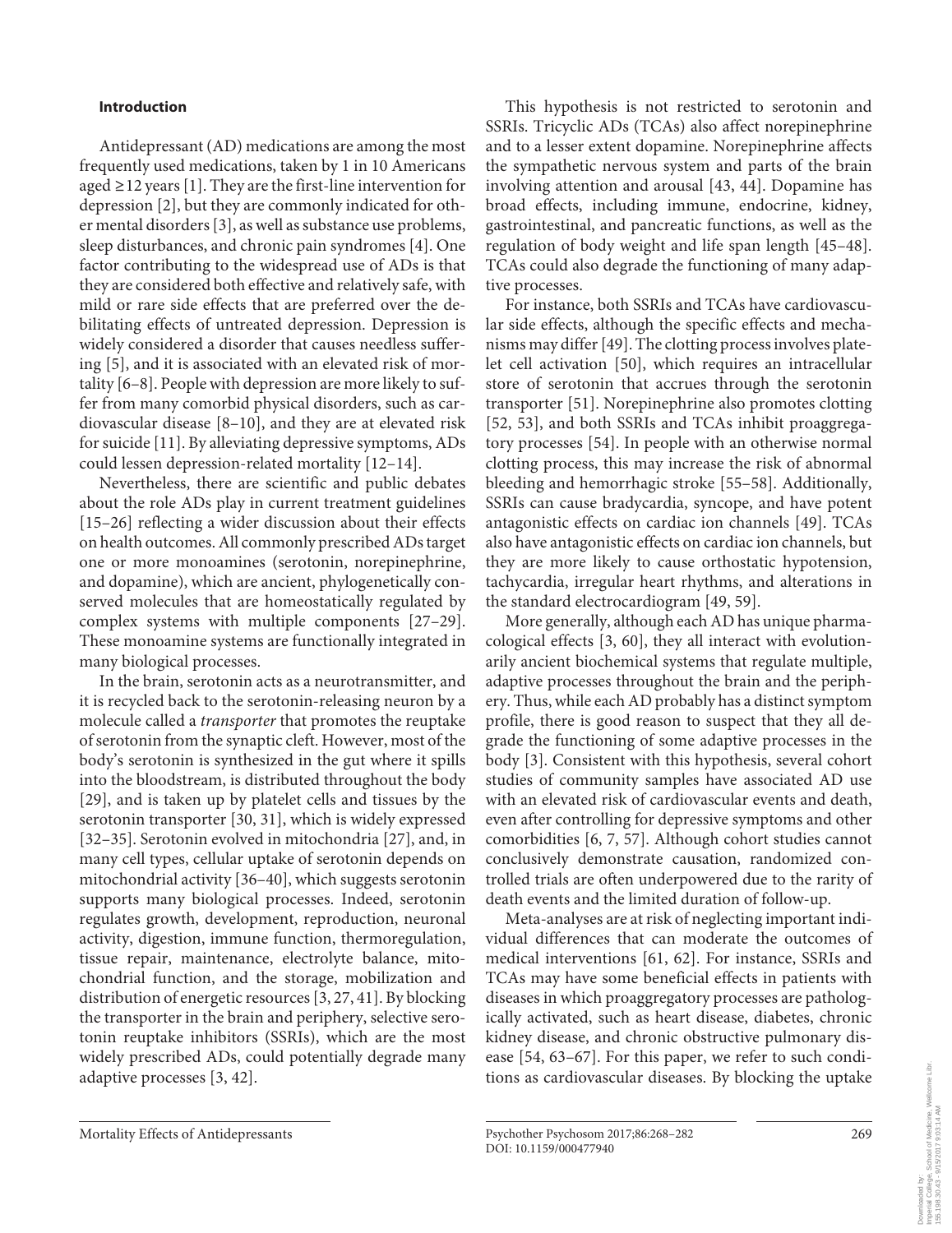## Introduction

Antidepressant (AD) medications are among the most frequently used medications, taken by 1 in 10 Americans aged ≥12 years [1]. They are the first-line intervention for depression [2], but they are commonly indicated for other mental disorders [3], as well as substance use problems, sleep disturbances, and chronic pain syndromes [4]. One factor contributing to the widespread use of ADs is that they are considered both effective and relatively safe, with mild or rare side effects that are preferred over the debilitating effects of untreated depression. Depression is widely considered a disorder that causes needless suffering [5], and it is associated with an elevated risk of mortality [6–8]. People with depression are more likely to suffer from many comorbid physical disorders, such as cardiovascular disease [8–10], and they are at elevated risk for suicide [11]. By alleviating depressive symptoms, ADs could lessen depression-related mortality [12–14].

Nevertheless, there are scientific and public debates about the role ADs play in current treatment guidelines [15–26] reflecting a wider discussion about their effects on health outcomes. All commonly prescribed ADs target one or more monoamines (serotonin, norepinephrine, and dopamine), which are ancient, phylogenetically conserved molecules that are homeostatically regulated by complex systems with multiple components [27–29]. These monoamine systems are functionally integrated in many biological processes.

In the brain, serotonin acts as a neurotransmitter, and it is recycled back to the serotonin-releasing neuron by a molecule called a *transporter* that promotes the reuptake of serotonin from the synaptic cleft. However, most of the body's serotonin is synthesized in the gut where it spills into the bloodstream, is distributed throughout the body [29], and is taken up by platelet cells and tissues by the serotonin transporter [30, 31], which is widely expressed [32–35]. Serotonin evolved in mitochondria [27], and, in many cell types, cellular uptake of serotonin depends on mitochondrial activity [36–40], which suggests serotonin supports many biological processes. Indeed, serotonin regulates growth, development, reproduction, neuronal activity, digestion, immune function, thermoregulation, tissue repair, maintenance, electrolyte balance, mitochondrial function, and the storage, mobilization and distribution of energetic resources [3, 27, 41]. By blocking the transporter in the brain and periphery, selective serotonin reuptake inhibitors (SSRIs), which are the most widely prescribed ADs, could potentially degrade many adaptive processes [3, 42].

This hypothesis is not restricted to serotonin and SSRIs. Tricyclic ADs (TCAs) also affect norepinephrine and to a lesser extent dopamine. Norepinephrine affects the sympathetic nervous system and parts of the brain involving attention and arousal [43, 44]. Dopamine has broad effects, including immune, endocrine, kidney, gastrointestinal, and pancreatic functions, as well as the regulation of body weight and life span length [45–48]. TCAs could also degrade the functioning of many adaptive processes.

For instance, both SSRIs and TCAs have cardiovascular side effects, although the specific effects and mechanisms may differ [49]. The clotting process involves platelet cell activation [50], which requires an intracellular store of serotonin that accrues through the serotonin transporter [51]. Norepinephrine also promotes clotting [52, 53], and both SSRIs and TCAs inhibit proaggregatory processes [54]. In people with an otherwise normal clotting process, this may increase the risk of abnormal bleeding and hemorrhagic stroke [55–58]. Additionally, SSRIs can cause bradycardia, syncope, and have potent antagonistic effects on cardiac ion channels [49]. TCAs also have antagonistic effects on cardiac ion channels, but they are more likely to cause orthostatic hypotension, tachycardia, irregular heart rhythms, and alterations in the standard electrocardiogram [49, 59].

More generally, although each AD has unique pharmacological effects [3, 60], they all interact with evolutionarily ancient biochemical systems that regulate multiple, adaptive processes throughout the brain and the periphery. Thus, while each AD probably has a distinct symptom profile, there is good reason to suspect that they all degrade the functioning of some adaptive processes in the body [3]. Consistent with this hypothesis, several cohort studies of community samples have associated AD use with an elevated risk of cardiovascular events and death, even after controlling for depressive symptoms and other comorbidities [6, 7, 57]. Although cohort studies cannot conclusively demonstrate causation, randomized controlled trials are often underpowered due to the rarity of death events and the limited duration of follow-up.

Meta-analyses are at risk of neglecting important individual differences that can moderate the outcomes of medical interventions [61, 62]. For instance, SSRIs and TCAs may have some beneficial effects in patients with diseases in which proaggregatory processes are pathologically activated, such as heart disease, diabetes, chronic kidney disease, and chronic obstructive pulmonary disease [54, 63–67]. For this paper, we refer to such conditions as cardiovascular diseases. By blocking the uptake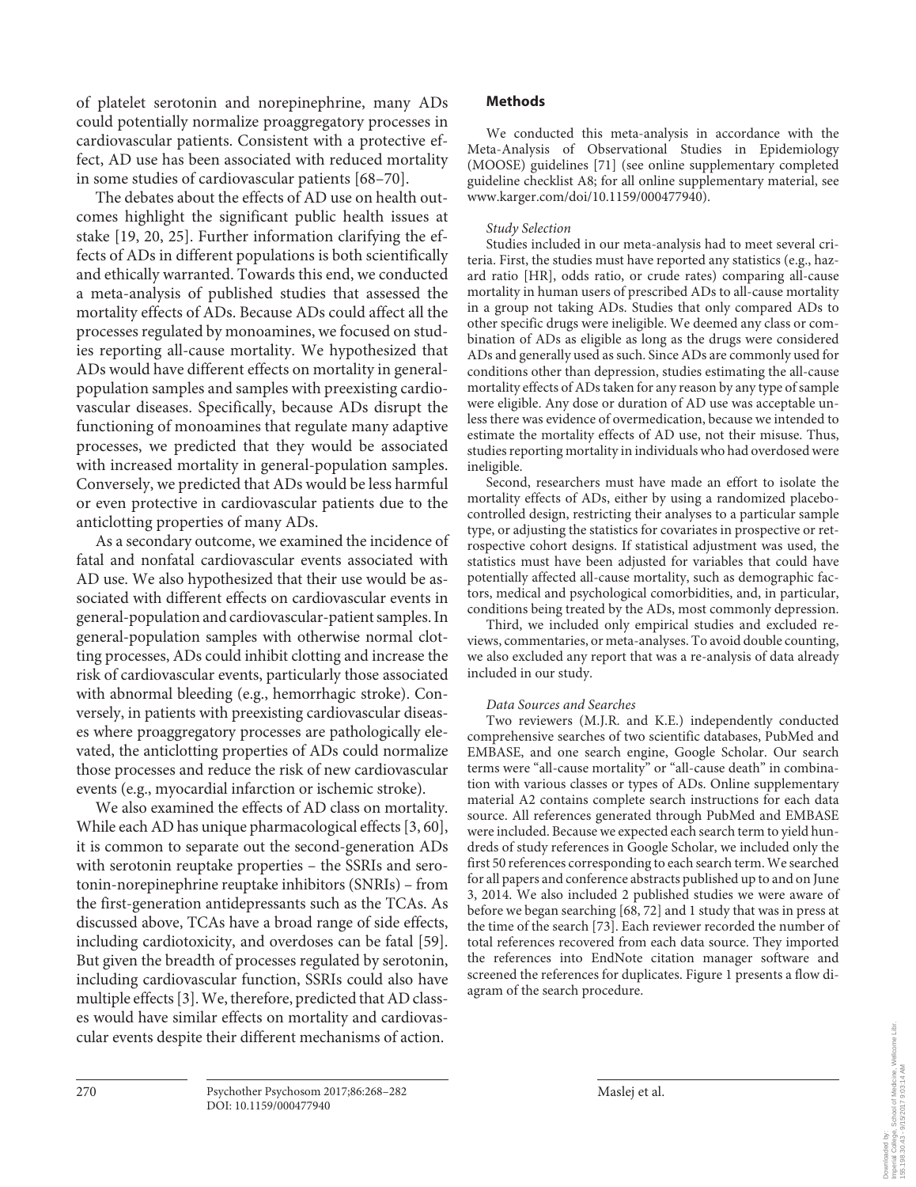of platelet serotonin and norepinephrine, many ADs could potentially normalize proaggregatory processes in cardiovascular patients. Consistent with a protective effect, AD use has been associated with reduced mortality in some studies of cardiovascular patients [68–70].

The debates about the effects of AD use on health outcomes highlight the significant public health issues at stake [19, 20, 25]. Further information clarifying the effects of ADs in different populations is both scientifically and ethically warranted. Towards this end, we conducted a meta-analysis of published studies that assessed the mortality effects of ADs. Because ADs could affect all the processes regulated by monoamines, we focused on studies reporting all-cause mortality. We hypothesized that ADs would have different effects on mortality in general-population samples and samples with preexisting cardiovascular diseases. Specifically, because ADs disrupt the functioning of monoamines that regulate many adaptive processes, we predicted that they would be associated with increased mortality in general-population samples. Conversely, we predicted that ADs would be less harmful or even protective in cardiovascular patients due to the anticlotting properties of many ADs.

As a secondary outcome, we examined the incidence of fatal and nonfatal cardiovascular events associated with AD use. We also hypothesized that their use would be associated with different effects on cardiovascular events in general-population and cardiovascular-patient samples. In general-population samples with otherwise normal clotting processes, ADs could inhibit clotting and increase the risk of cardiovascular events, particularly those associated with abnormal bleeding (e.g., hemorrhagic stroke). Conversely, in patients with preexisting cardiovascular diseases where proaggregatory processes are pathologically elevated, the anticlotting properties of ADs could normalize those processes and reduce the risk of new cardiovascular events (e.g., myocardial infarction or ischemic stroke).

We also examined the effects of AD class on mortality. While each AD has unique pharmacological effects [3, 60], it is common to separate out the second-generation ADs with serotonin reuptake properties – the SSRIs and serotonin-norepinephrine reuptake inhibitors (SNRIs) – from the first-generation antidepressants such as the TCAs. As discussed above, TCAs have a broad range of side effects, including cardiotoxicity, and overdoses can be fatal [59]. But given the breadth of processes regulated by serotonin, including cardiovascular function, SSRIs could also have multiple effects [3]. We, therefore, predicted that AD classes would have similar effects on mortality and cardiovascular events despite their different mechanisms of action.

## Methods

We conducted this meta-analysis in accordance with the Meta-Analysis of Observational Studies in Epidemiology (MOOSE) guidelines [71] (see online supplementary completed guideline checklist A8; for all online supplementary material, see www.karger.com/doi/10.1159/000477940).

### *Study Selection*

Studies included in our meta-analysis had to meet several criteria. First, the studies must have reported any statistics (e.g., hazard ratio [HR], odds ratio, or crude rates) comparing all-cause mortality in human users of prescribed ADs to all-cause mortality in a group not taking ADs. Studies that only compared ADs to other specific drugs were ineligible. We deemed any class or combination of ADs as eligible as long as the drugs were considered ADs and generally used as such. Since ADs are commonly used for conditions other than depression, studies estimating the all-cause mortality effects of ADs taken for any reason by any type of sample were eligible. Any dose or duration of AD use was acceptable unless there was evidence of overmedication, because we intended to estimate the mortality effects of AD use, not their misuse. Thus, studies reporting mortality in individuals who had overdosed were ineligible.

Second, researchers must have made an effort to isolate the mortality effects of ADs, either by using a randomized placebo-controlled design, restricting their analyses to a particular sample type, or adjusting the statistics for covariates in prospective or retrospective cohort designs. If statistical adjustment was used, the statistics must have been adjusted for variables that could have potentially affected all-cause mortality, such as demographic factors, medical and psychological comorbidities, and, in particular, conditions being treated by the ADs, most commonly depression.

Third, we included only empirical studies and excluded reviews, commentaries, or meta-analyses. To avoid double counting, we also excluded any report that was a re-analysis of data already included in our study.

### *Data Sources and Searches*

Two reviewers (M.J.R. and K.E.) independently conducted comprehensive searches of two scientific databases, PubMed and EMBASE, and one search engine, Google Scholar. Our search terms were "all-cause mortality" or "all-cause death" in combination with various classes or types of ADs. Online supplementary material A2 contains complete search instructions for each data source. All references generated through PubMed and EMBASE were included. Because we expected each search term to yield hundreds of study references in Google Scholar, we included only the first 50 references corresponding to each search term. We searched for all papers and conference abstracts published up to and on June 3, 2014. We also included 2 published studies we were aware of before we began searching [68, 72] and 1 study that was in press at the time of the search [73]. Each reviewer recorded the number of total references recovered from each data source. They imported the references into EndNote citation manager software and screened the references for duplicates. Figure 1 presents a flow diagram of the search procedure.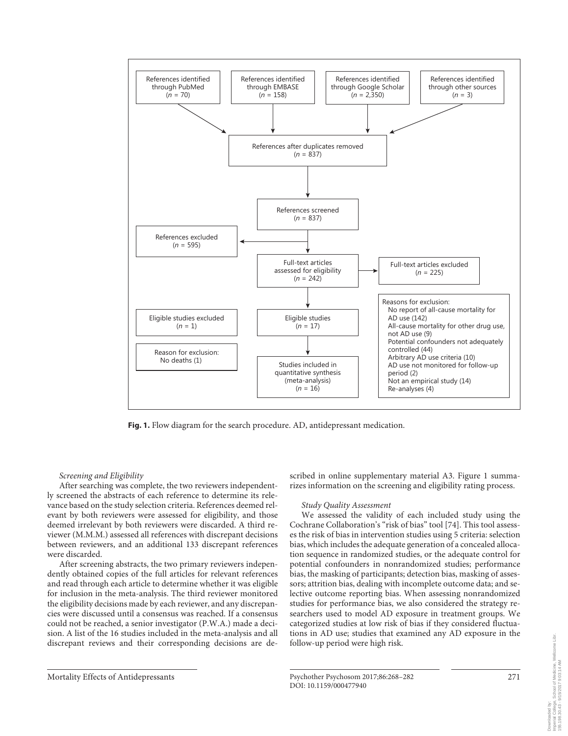References identified through PubMed (*n* = 70)

References identified through EMBASE (*n* = 158)

References identified through Google Scholar (*n* = 2,350)

References identified through other sources (*n* = 3)

References after duplicates removed (*n* = 837)

References screened (*n* = 837)

References excluded (*n* = 595)

Full-text articles assessed for eligibility (*n* = 242)

Full-text articles excluded (*n* = 225)

Reasons for exclusion:
- No report of all-cause mortality for AD use (142)
- All-cause mortality for other drug use, not AD use (9)
- Potential confounders not adequately controlled (44)
- Arbitrary AD use criteria (10)
- AD use not monitored for follow-up period (2)
- Not an empirical study (14)
- Re-analyses (4)

Eligible studies (*n* = 17)

Eligible studies excluded (*n* = 1)

Reason for exclusion: No deaths (1)

Studies included in quantitative synthesis (meta-analysis) (*n* = 16)

**Fig. 1.** Flow diagram for the search procedure. AD, antidepressant medication.

*Screening and Eligibility*

After searching was complete, the two reviewers independently screened the abstracts of each reference to determine its relevance based on the study selection criteria. References deemed relevant by both reviewers were assessed for eligibility, and those deemed irrelevant by both reviewers were discarded. A third reviewer (M.M.M.) assessed all references with discrepant decisions between reviewers, and an additional 133 discrepant references were discarded.

After screening abstracts, the two primary reviewers independently obtained copies of the full articles for relevant references and read through each article to determine whether it was eligible for inclusion in the meta-analysis. The third reviewer monitored the eligibility decisions made by each reviewer, and any discrepancies were discussed until a consensus was reached. If a consensus could not be reached, a senior investigator (P.W.A.) made a decision. A list of the 16 studies included in the meta-analysis and all discrepant reviews and their corresponding decisions are described in online supplementary material A3. Figure 1 summarizes information on the screening and eligibility rating process.

*Study Quality Assessment*

We assessed the validity of each included study using the Cochrane Collaboration's "risk of bias" tool [74]. This tool assesses the risk of bias in intervention studies using 5 criteria: selection bias, which includes the adequate generation of a concealed allocation sequence in randomized studies, or the adequate control for potential confounders in nonrandomized studies; performance bias, the masking of participants; detection bias, masking of assessors; attrition bias, dealing with incomplete outcome data; and selective outcome reporting bias. When assessing nonrandomized studies for performance bias, we also considered the strategy researchers used to model AD exposure in treatment groups. We categorized studies at low risk of bias if they considered fluctuations in AD use; studies that examined any AD exposure in the follow-up period were high risk.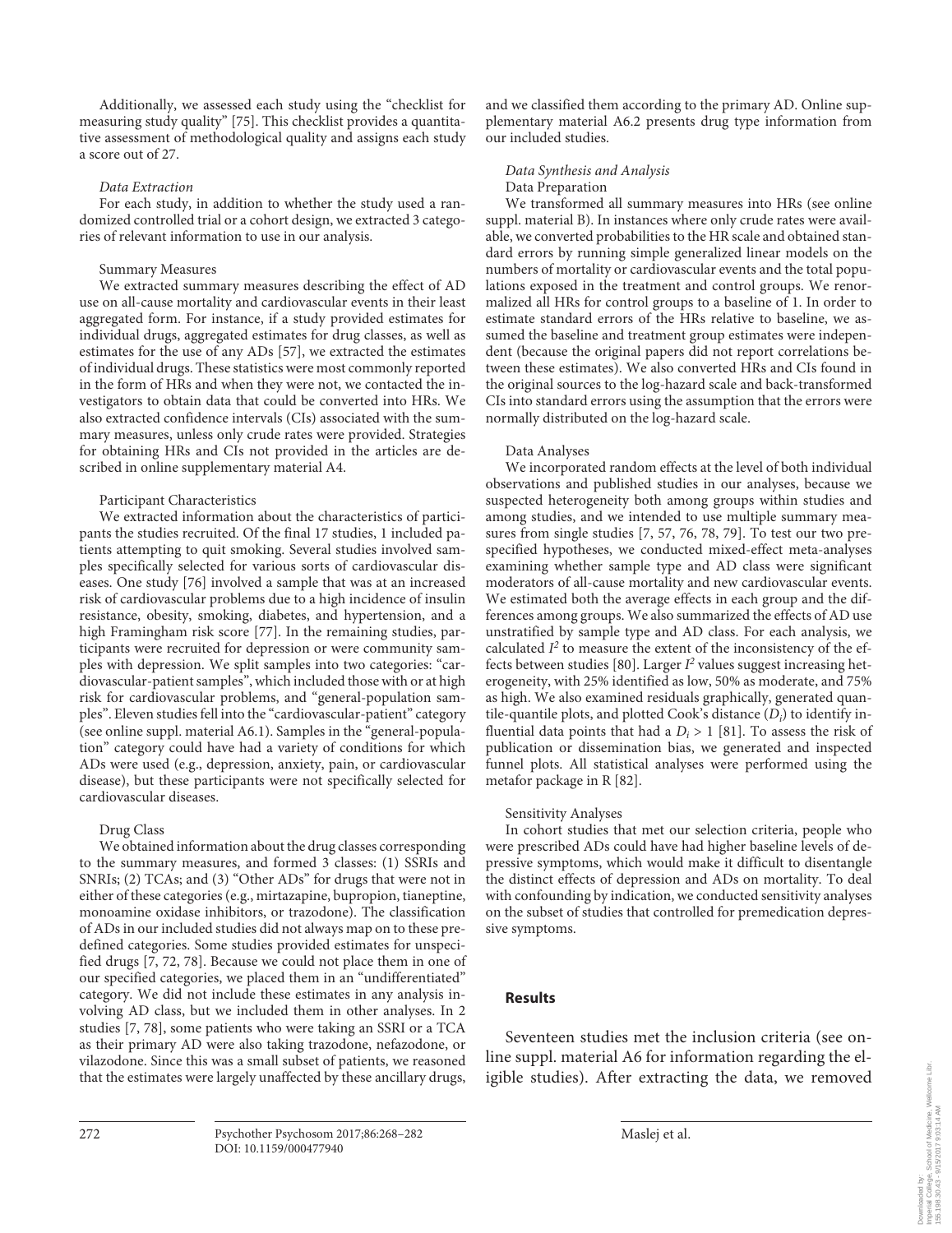Additionally, we assessed each study using the "checklist for measuring study quality" [75]. This checklist provides a quantitative assessment of methodological quality and assigns each study a score out of 27.

*Data Extraction*

For each study, in addition to whether the study used a randomized controlled trial or a cohort design, we extracted 3 categories of relevant information to use in our analysis.

Summary Measures

We extracted summary measures describing the effect of AD use on all-cause mortality and cardiovascular events in their least aggregated form. For instance, if a study provided estimates for individual drugs, aggregated estimates for drug classes, as well as estimates for the use of any ADs [57], we extracted the estimates of individual drugs. These statistics were most commonly reported in the form of HRs and when they were not, we contacted the investigators to obtain data that could be converted into HRs. We also extracted confidence intervals (CIs) associated with the summary measures, unless only crude rates were provided. Strategies for obtaining HRs and CIs not provided in the articles are described in online supplementary material A4.

Participant Characteristics

We extracted information about the characteristics of participants the studies recruited. Of the final 17 studies, 1 included patients attempting to quit smoking. Several studies involved samples specifically selected for various sorts of cardiovascular diseases. One study [76] involved a sample that was at an increased risk of cardiovascular problems due to a high incidence of insulin resistance, obesity, smoking, diabetes, and hypertension, and a high Framingham risk score [77]. In the remaining studies, participants were recruited for depression or were community samples with depression. We split samples into two categories: "cardiovascular-patient samples", which included those with or at high risk for cardiovascular problems, and "general-population samples". Eleven studies fell into the "cardiovascular-patient" category (see online suppl. material A6.1). Samples in the "general-population" category could have had a variety of conditions for which ADs were used (e.g., depression, anxiety, pain, or cardiovascular disease), but these participants were not specifically selected for cardiovascular diseases.

Drug Class

We obtained information about the drug classes corresponding to the summary measures, and formed 3 classes: (1) SSRIs and SNRIs; (2) TCAs; and (3) "Other ADs" for drugs that were not in either of these categories (e.g., mirtazapine, bupropion, tianeptine, monoamine oxidase inhibitors, or trazodone). The classification of ADs in our included studies did not always map on to these predefined categories. Some studies provided estimates for unspecified drugs [7, 72, 78]. Because we could not place them in one of our specified categories, we placed them in an "undifferentiated" category. We did not include these estimates in any analysis involving AD class, but we included them in other analyses. In 2 studies [7, 78], some patients who were taking an SSRI or a TCA as their primary AD were also taking trazodone, nefazodone, or vilazodone. Since this was a small subset of patients, we reasoned that the estimates were largely unaffected by these ancillary drugs, and we classified them according to the primary AD. Online supplementary material A6.2 presents drug type information from our included studies.

*Data Synthesis and Analysis*

Data Preparation

We transformed all summary measures into HRs (see online suppl. material B). In instances where only crude rates were available, we converted probabilities to the HR scale and obtained standard errors by running simple generalized linear models on the numbers of mortality or cardiovascular events and the total populations exposed in the treatment and control groups. We renormalized all HRs for control groups to a baseline of 1. In order to estimate standard errors of the HRs relative to baseline, we assumed the baseline and treatment group estimates were independent (because the original papers did not report correlations between these estimates). We also converted HRs and CIs found in the original sources to the log-hazard scale and back-transformed CIs into standard errors using the assumption that the errors were normally distributed on the log-hazard scale.

Data Analyses

We incorporated random effects at the level of both individual observations and published studies in our analyses, because we suspected heterogeneity both among groups within studies and among studies, and we intended to use multiple summary measures from single studies [7, 57, 76, 78, 79]. To test our two prespecified hypotheses, we conducted mixed-effect meta-analyses examining whether sample type and AD class were significant moderators of all-cause mortality and new cardiovascular events. We estimated both the average effects in each group and the differences among groups. We also summarized the effects of AD use unstratified by sample type and AD class. For each analysis, we calculated $I^2$ to measure the extent of the inconsistency of the effects between studies [80]. Larger $I^2$ values suggest increasing heterogeneity, with 25% identified as low, 50% as moderate, and 75% as high. We also examined residuals graphically, generated quantile-quantile plots, and plotted Cook's distance ($D_i$) to identify influential data points that had a $D_i > 1$ [81]. To assess the risk of publication or dissemination bias, we generated and inspected funnel plots. All statistical analyses were performed using the metafor package in R [82].

Sensitivity Analyses

In cohort studies that met our selection criteria, people who were prescribed ADs could have had higher baseline levels of depressive symptoms, which would make it difficult to disentangle the distinct effects of depression and ADs on mortality. To deal with confounding by indication, we conducted sensitivity analyses on the subset of studies that controlled for premedication depressive symptoms.

## Results

Seventeen studies met the inclusion criteria (see online suppl. material A6 for information regarding the eligible studies). After extracting the data, we removed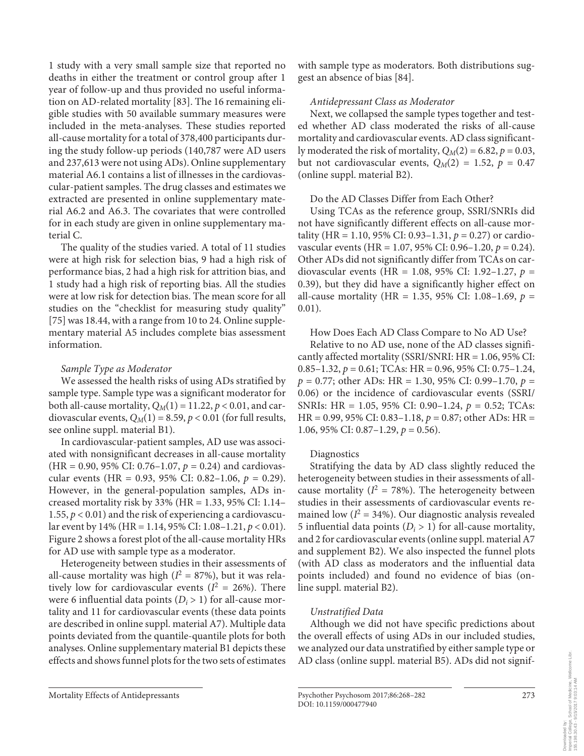1 study with a very small sample size that reported no deaths in either the treatment or control group after 1 year of follow-up and thus provided no useful information on AD-related mortality [83]. The 16 remaining eligible studies with 50 available summary measures were included in the meta-analyses. These studies reported all-cause mortality for a total of 378,400 participants during the study follow-up periods (140,787 were AD users and 237,613 were not using ADs). Online supplementary material A6.1 contains a list of illnesses in the cardiovascular-patient samples. The drug classes and estimates we extracted are presented in online supplementary material A6.2 and A6.3. The covariates that were controlled for in each study are given in online supplementary material C.

The quality of the studies varied. A total of 11 studies were at high risk for selection bias, 9 had a high risk of performance bias, 2 had a high risk for attrition bias, and 1 study had a high risk of reporting bias. All the studies were at low risk for detection bias. The mean score for all studies on the "checklist for measuring study quality" [75] was 18.44, with a range from 10 to 24. Online supplementary material A5 includes complete bias assessment information.

*Sample Type as Moderator*

We assessed the health risks of using ADs stratified by sample type. Sample type was a significant moderator for both all-cause mortality, $Q_M(1) = 11.22$, $p < 0.01$, and cardiovascular events, $Q_M(1) = 8.59$, $p < 0.01$ (for full results, see online suppl. material B1).

In cardiovascular-patient samples, AD use was associated with nonsignificant decreases in all-cause mortality (HR = 0.90, 95% CI: 0.76–1.07, $p = 0.24$) and cardiovascular events (HR = 0.93, 95% CI: 0.82–1.06, $p = 0.29$). However, in the general-population samples, ADs increased mortality risk by 33% (HR = 1.33, 95% CI: 1.14–1.55, $p < 0.01$) and the risk of experiencing a cardiovascular event by 14% (HR = 1.14, 95% CI: 1.08–1.21, $p < 0.01$). Figure 2 shows a forest plot of the all-cause mortality HRs for AD use with sample type as a moderator.

Heterogeneity between studies in their assessments of all-cause mortality was high ($I^2 = 87\%$), but it was relatively low for cardiovascular events ($I^2 = 26\%$). There were 6 influential data points ($D_i > 1$) for all-cause mortality and 11 for cardiovascular events (these data points are described in online suppl. material A7). Multiple data points deviated from the quantile-quantile plots for both analyses. Online supplementary material B1 depicts these effects and shows funnel plots for the two sets of estimates with sample type as moderators. Both distributions suggest an absence of bias [84].

*Antidepressant Class as Moderator*

Next, we collapsed the sample types together and tested whether AD class moderated the risks of all-cause mortality and cardiovascular events. AD class significantly moderated the risk of mortality, $Q_M(2) = 6.82$, $p = 0.03$, but not cardiovascular events, $Q_M(2) = 1.52$, $p = 0.47$ (online suppl. material B2).

Do the AD Classes Differ from Each Other?

Using TCAs as the reference group, SSRI/SNRIs did not have significantly different effects on all-cause mortality (HR = 1.10, 95% CI: 0.93–1.31, $p = 0.27$) or cardiovascular events (HR = 1.07, 95% CI: 0.96–1.20, $p = 0.24$). Other ADs did not significantly differ from TCAs on cardiovascular events (HR = 1.08, 95% CI: 1.92–1.27, $p = 0.39$), but they did have a significantly higher effect on all-cause mortality (HR = 1.35, 95% CI: 1.08–1.69, $p = 0.01$).

How Does Each AD Class Compare to No AD Use?

Relative to no AD use, none of the AD classes significantly affected mortality (SSRI/SNRI: HR = 1.06, 95% CI: 0.85–1.32, $p = 0.61$; TCAs: HR = 0.96, 95% CI: 0.75–1.24, $p = 0.77$; other ADs: HR = 1.30, 95% CI: 0.99–1.70, $p = 0.06$) or the incidence of cardiovascular events (SSRI/SNRIs: HR = 1.05, 95% CI: 0.90–1.24, $p = 0.52$; TCAs: HR = 0.99, 95% CI: 0.83–1.18, $p = 0.87$; other ADs: HR = 1.06, 95% CI: 0.87–1.29, $p = 0.56$).

Diagnostics

Stratifying the data by AD class slightly reduced the heterogeneity between studies in their assessments of all-cause mortality ($I^2 = 78\%$). The heterogeneity between studies in their assessments of cardiovascular events remained low ($I^2 = 34\%$). Our diagnostic analysis revealed 5 influential data points ($D_i > 1$) for all-cause mortality, and 2 for cardiovascular events (online suppl. material A7 and supplement B2). We also inspected the funnel plots (with AD class as moderators and the influential data points included) and found no evidence of bias (online suppl. material B2).

*Unstratified Data*

Although we did not have specific predictions about the overall effects of using ADs in our included studies, we analyzed our data unstratified by either sample type or AD class (online suppl. material B5). ADs did not signif-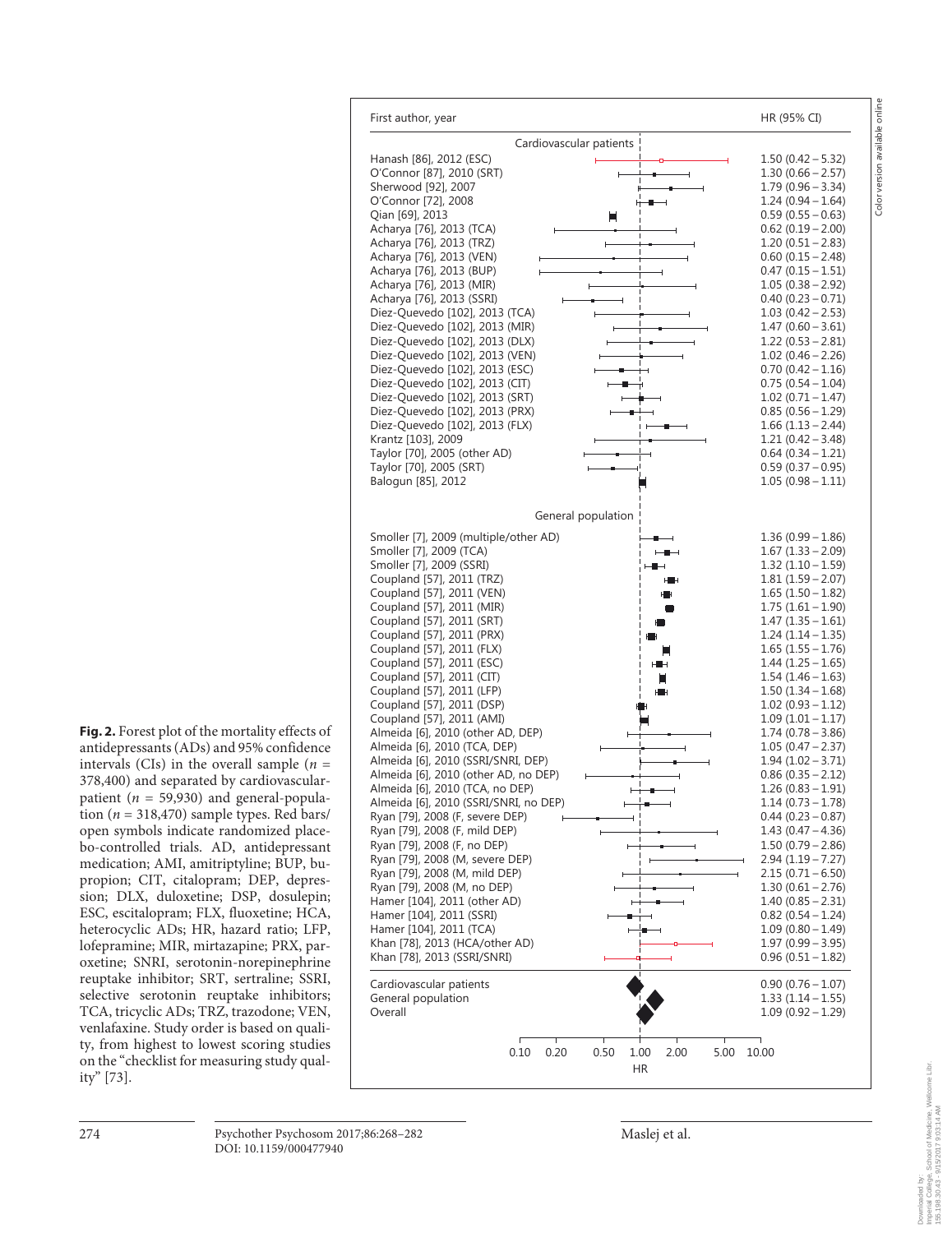| First author, year | HR (95% CI) |
|---|---|
| **Cardiovascular patients** | |
| Hanash [86], 2012 (ESC) | 1.50 (0.42 – 5.32) |
| O'Connor [87], 2010 (SRT) | 1.30 (0.66 – 2.57) |
| Sherwood [92], 2007 | 1.79 (0.96 – 3.34) |
| O'Connor [72], 2008 | 1.24 (0.94 – 1.64) |
| Qian [69], 2013 | 0.59 (0.55 – 0.63) |
| Acharya [76], 2013 (TCA) | 0.62 (0.19 – 2.00) |
| Acharya [76], 2013 (TRZ) | 1.20 (0.51 – 2.83) |
| Acharya [76], 2013 (VEN) | 0.60 (0.15 – 2.48) |
| Acharya [76], 2013 (BUP) | 0.47 (0.15 – 1.51) |
| Acharya [76], 2013 (MIR) | 1.05 (0.38 – 2.92) |
| Acharya [76], 2013 (SSRI) | 0.40 (0.23 – 0.71) |
| Diez-Quevedo [102], 2013 (TCA) | 1.03 (0.42 – 2.53) |
| Diez-Quevedo [102], 2013 (MIR) | 1.47 (0.60 – 3.61) |
| Diez-Quevedo [102], 2013 (DLX) | 1.22 (0.53 – 2.81) |
| Diez-Quevedo [102], 2013 (VEN) | 1.02 (0.46 – 2.26) |
| Diez-Quevedo [102], 2013 (ESC) | 0.70 (0.42 – 1.16) |
| Diez-Quevedo [102], 2013 (CIT) | 0.75 (0.54 – 1.04) |
| Diez-Quevedo [102], 2013 (SRT) | 1.02 (0.71 – 1.47) |
| Diez-Quevedo [102], 2013 (PRX) | 0.85 (0.56 – 1.29) |
| Diez-Quevedo [102], 2013 (FLX) | 1.66 (1.13 – 2.44) |
| Krantz [103], 2009 | 1.21 (0.42 – 3.48) |
| Taylor [70], 2005 (other AD) | 0.64 (0.34 – 1.21) |
| Taylor [70], 2005 (SRT) | 0.59 (0.37 – 0.95) |
| Balogun [85], 2012 | 1.05 (0.98 – 1.11) |
| **General population** | |
| Smoller [7], 2009 (multiple/other AD) | 1.36 (0.99 – 1.86) |
| Smoller [7], 2009 (TCA) | 1.67 (1.33 – 2.09) |
| Smoller [7], 2009 (SSRI) | 1.32 (1.10 – 1.59) |
| Coupland [57], 2011 (TRZ) | 1.81 (1.59 – 2.07) |
| Coupland [57], 2011 (VEN) | 1.65 (1.50 – 1.82) |
| Coupland [57], 2011 (MIR) | 1.75 (1.61 – 1.90) |
| Coupland [57], 2011 (SRT) | 1.47 (1.35 – 1.61) |
| Coupland [57], 2011 (PRX) | 1.24 (1.14 – 1.35) |
| Coupland [57], 2011 (FLX) | 1.65 (1.55 – 1.76) |
| Coupland [57], 2011 (ESC) | 1.44 (1.25 – 1.65) |
| Coupland [57], 2011 (CIT) | 1.54 (1.46 – 1.63) |
| Coupland [57], 2011 (LFP) | 1.50 (1.34 – 1.68) |
| Coupland [57], 2011 (DSP) | 1.02 (0.93 – 1.12) |
| Coupland [57], 2011 (AMI) | 1.09 (1.01 – 1.17) |
| Almeida [6], 2010 (other AD, DEP) | 1.74 (0.78 – 3.86) |
| Almeida [6], 2010 (TCA, DEP) | 1.05 (0.47 – 2.37) |
| Almeida [6], 2010 (SSRI/SNRI, DEP) | 1.94 (1.02 – 3.71) |
| Almeida [6], 2010 (other AD, no DEP) | 0.86 (0.35 – 2.12) |
| Almeida [6], 2010 (TCA, no DEP) | 1.26 (0.83 – 1.91) |
| Almeida [6], 2010 (SSRI/SNRI, no DEP) | 1.14 (0.73 – 1.78) |
| Ryan [79], 2008 (F, severe DEP) | 0.44 (0.23 – 0.87) |
| Ryan [79], 2008 (F, mild DEP) | 1.43 (0.47 – 4.36) |
| Ryan [79], 2008 (F, no DEP) | 1.50 (0.79 – 2.86) |
| Ryan [79], 2008 (M, severe DEP) | 2.94 (1.19 – 7.27) |
| Ryan [79], 2008 (M, mild DEP) | 2.15 (0.71 – 6.50) |
| Ryan [79], 2008 (M, no DEP) | 1.30 (0.61 – 2.76) |
| Hamer [104], 2011 (other AD) | 1.40 (0.85 – 2.31) |
| Hamer [104], 2011 (SSRI) | 0.82 (0.54 – 1.24) |
| Hamer [104], 2011 (TCA) | 1.09 (0.80 – 1.49) |
| Khan [78], 2013 (HCA/other AD) | 1.97 (0.99 – 3.95) |
| Khan [78], 2013 (SSRI/SNRI) | 0.96 (0.51 – 1.82) |
| **Cardiovascular patients** | 0.90 (0.76 – 1.07) |
| **General population** | 1.33 (1.14 – 1.55) |
| **Overall** | 1.09 (0.92 – 1.29) |

**Fig. 2.** Forest plot of the mortality effects of antidepressants (ADs) and 95% confidence intervals (CIs) in the overall sample ($n$ = 378,400) and separated by cardiovascular-patient ($n$ = 59,930) and general-population ($n$ = 318,470) sample types. Red bars/open symbols indicate randomized placebo-controlled trials. AD, antidepressant medication; AMI, amitriptyline; BUP, bupropion; CIT, citalopram; DEP, depression; DLX, duloxetine; DSP, dosulepin; ESC, escitalopram; FLX, fluoxetine; HCA, heterocyclic ADs; HR, hazard ratio; LFP, lofepramine; MIR, mirtazapine; PRX, paroxetine; SNRI, serotonin-norepinephrine reuptake inhibitor; SRT, sertraline; SSRI, selective serotonin reuptake inhibitors; TCA, tricyclic ADs; TRZ, trazodone; VEN, venlafaxine. Study order is based on quality, from highest to lowest scoring studies on the "checklist for measuring study quality" [73].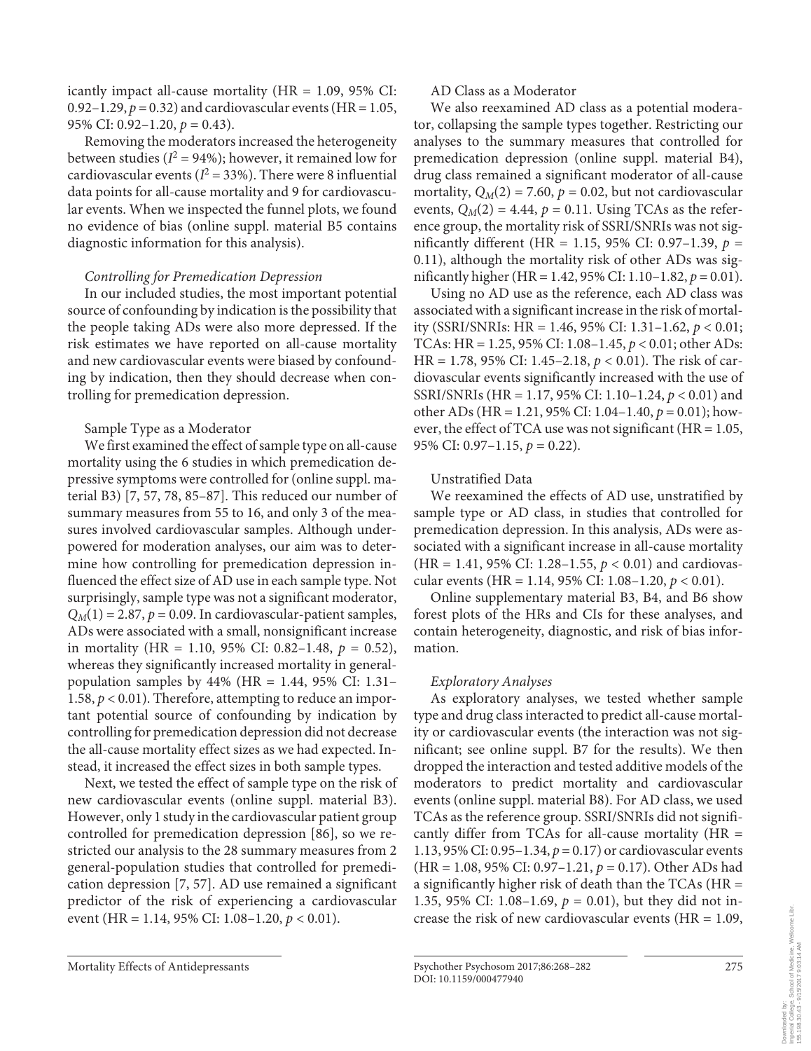icantly impact all-cause mortality (HR = 1.09, 95% CI: 0.92–1.29, $p = 0.32$) and cardiovascular events (HR = 1.05, 95% CI: 0.92–1.20, $p = 0.43$).

Removing the moderators increased the heterogeneity between studies ($I^2 = 94\%$); however, it remained low for cardiovascular events ($I^2 = 33\%$). There were 8 influential data points for all-cause mortality and 9 for cardiovascular events. When we inspected the funnel plots, we found no evidence of bias (online suppl. material B5 contains diagnostic information for this analysis).

### *Controlling for Premedication Depression*

In our included studies, the most important potential source of confounding by indication is the possibility that the people taking ADs were also more depressed. If the risk estimates we have reported on all-cause mortality and new cardiovascular events were biased by confounding by indication, then they should decrease when controlling for premedication depression.

#### Sample Type as a Moderator

We first examined the effect of sample type on all-cause mortality using the 6 studies in which premedication depressive symptoms were controlled for (online suppl. material B3) [7, 57, 78, 85–87]. This reduced our number of summary measures from 55 to 16, and only 3 of the measures involved cardiovascular samples. Although underpowered for moderation analyses, our aim was to determine how controlling for premedication depression influenced the effect size of AD use in each sample type. Not surprisingly, sample type was not a significant moderator, $Q_M(1) = 2.87$, $p = 0.09$. In cardiovascular-patient samples, ADs were associated with a small, nonsignificant increase in mortality (HR = 1.10, 95% CI: 0.82–1.48, $p = 0.52$), whereas they significantly increased mortality in general-population samples by 44% (HR = 1.44, 95% CI: 1.31–1.58, $p < 0.01$). Therefore, attempting to reduce an important potential source of confounding by indication by controlling for premedication depression did not decrease the all-cause mortality effect sizes as we had expected. Instead, it increased the effect sizes in both sample types.

Next, we tested the effect of sample type on the risk of new cardiovascular events (online suppl. material B3). However, only 1 study in the cardiovascular patient group controlled for premedication depression [86], so we restricted our analysis to the 28 summary measures from 2 general-population studies that controlled for premedication depression [7, 57]. AD use remained a significant predictor of the risk of experiencing a cardiovascular event (HR = 1.14, 95% CI: 1.08–1.20, $p < 0.01$).

#### AD Class as a Moderator

We also reexamined AD class as a potential moderator, collapsing the sample types together. Restricting our analyses to the summary measures that controlled for premedication depression (online suppl. material B4), drug class remained a significant moderator of all-cause mortality, $Q_M(2) = 7.60$, $p = 0.02$, but not cardiovascular events, $Q_M(2) = 4.44$, $p = 0.11$. Using TCAs as the reference group, the mortality risk of SSRI/SNRIs was not significantly different (HR = 1.15, 95% CI: 0.97–1.39, $p = 0.11$), although the mortality risk of other ADs was significantly higher (HR = 1.42, 95% CI: 1.10–1.82, $p = 0.01$).

Using no AD use as the reference, each AD class was associated with a significant increase in the risk of mortality (SSRI/SNRIs: HR = 1.46, 95% CI: 1.31–1.62, $p < 0.01$; TCAs: HR = 1.25, 95% CI: 1.08–1.45, $p < 0.01$; other ADs: HR = 1.78, 95% CI: 1.45–2.18, $p < 0.01$). The risk of cardiovascular events significantly increased with the use of SSRI/SNRIs (HR = 1.17, 95% CI: 1.10–1.24, $p < 0.01$) and other ADs (HR = 1.21, 95% CI: 1.04–1.40, $p = 0.01$); however, the effect of TCA use was not significant (HR = 1.05, 95% CI: 0.97–1.15, $p = 0.22$).

#### Unstratified Data

We reexamined the effects of AD use, unstratified by sample type or AD class, in studies that controlled for premedication depression. In this analysis, ADs were associated with a significant increase in all-cause mortality (HR = 1.41, 95% CI: 1.28–1.55, $p < 0.01$) and cardiovascular events (HR = 1.14, 95% CI: 1.08–1.20, $p < 0.01$).

Online supplementary material B3, B4, and B6 show forest plots of the HRs and CIs for these analyses, and contain heterogeneity, diagnostic, and risk of bias information.

### *Exploratory Analyses*

As exploratory analyses, we tested whether sample type and drug class interacted to predict all-cause mortality or cardiovascular events (the interaction was not significant; see online suppl. B7 for the results). We then dropped the interaction and tested additive models of the moderators to predict mortality and cardiovascular events (online suppl. material B8). For AD class, we used TCAs as the reference group. SSRI/SNRIs did not significantly differ from TCAs for all-cause mortality (HR = 1.13, 95% CI: 0.95–1.34, $p = 0.17$) or cardiovascular events (HR = 1.08, 95% CI: 0.97–1.21, $p = 0.17$). Other ADs had a significantly higher risk of death than the TCAs (HR = 1.35, 95% CI: 1.08–1.69, $p = 0.01$), but they did not increase the risk of new cardiovascular events (HR = 1.09,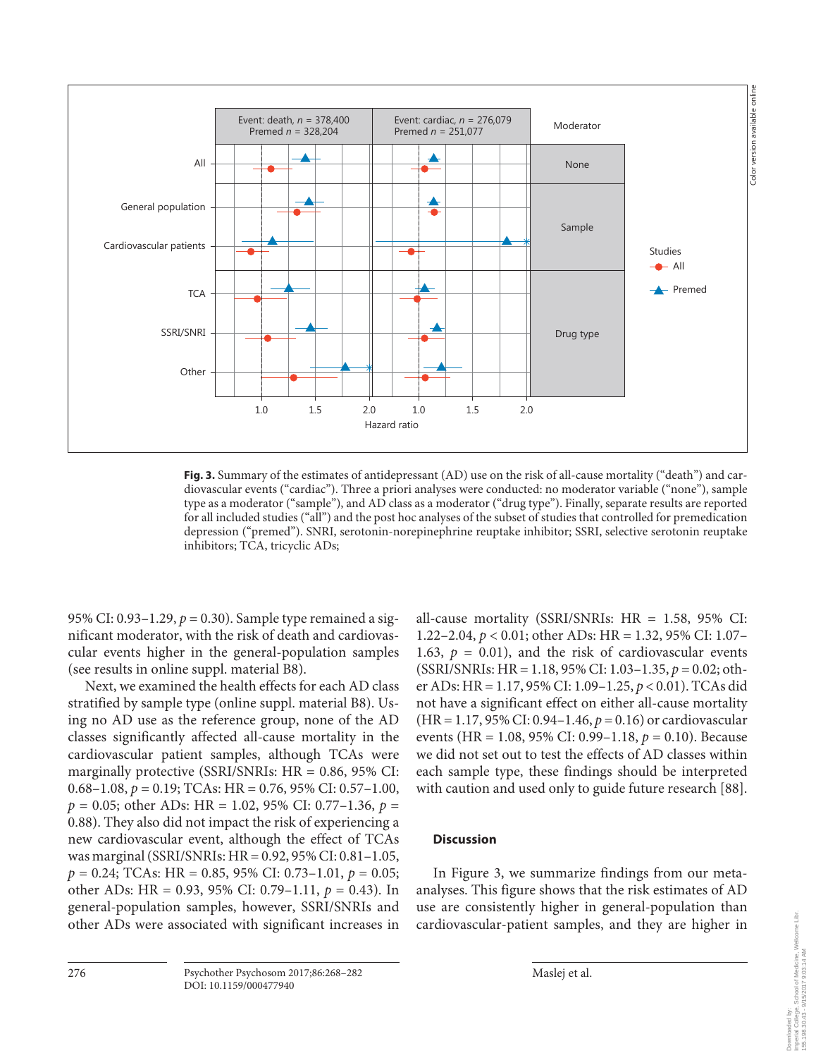**Fig. 3.** Summary of the estimates of antidepressant (AD) use on the risk of all-cause mortality ("death") and cardiovascular events ("cardiac"). Three a priori analyses were conducted: no moderator variable ("none"), sample type as a moderator ("sample"), and AD class as a moderator ("drug type"). Finally, separate results are reported for all included studies ("all") and the post hoc analyses of the subset of studies that controlled for premedication depression ("premed"). SNRI, serotonin-norepinephrine reuptake inhibitor; SSRI, selective serotonin reuptake inhibitors; TCA, tricyclic ADs;

95% CI: 0.93–1.29, $p = 0.30$). Sample type remained a significant moderator, with the risk of death and cardiovascular events higher in the general-population samples (see results in online suppl. material B8).

Next, we examined the health effects for each AD class stratified by sample type (online suppl. material B8). Using no AD use as the reference group, none of the AD classes significantly affected all-cause mortality in the cardiovascular patient samples, although TCAs were marginally protective (SSRI/SNRIs: HR = 0.86, 95% CI: 0.68–1.08, $p = 0.19$; TCAs: HR = 0.76, 95% CI: 0.57–1.00, $p = 0.05$; other ADs: HR = 1.02, 95% CI: 0.77–1.36, $p = 0.88$). They also did not impact the risk of experiencing a new cardiovascular event, although the effect of TCAs was marginal (SSRI/SNRIs: HR = 0.92, 95% CI: 0.81–1.05, $p = 0.24$; TCAs: HR = 0.85, 95% CI: 0.73–1.01, $p = 0.05$; other ADs: HR = 0.93, 95% CI: 0.79–1.11, $p = 0.43$). In general-population samples, however, SSRI/SNRIs and other ADs were associated with significant increases in all-cause mortality (SSRI/SNRIs: HR = 1.58, 95% CI: 1.22–2.04, $p < 0.01$; other ADs: HR = 1.32, 95% CI: 1.07–1.63, $p = 0.01$), and the risk of cardiovascular events (SSRI/SNRIs: HR = 1.18, 95% CI: 1.03–1.35, $p = 0.02$; other ADs: HR = 1.17, 95% CI: 1.09–1.25, $p < 0.01$). TCAs did not have a significant effect on either all-cause mortality (HR = 1.17, 95% CI: 0.94–1.46, $p = 0.16$) or cardiovascular events (HR = 1.08, 95% CI: 0.99–1.18, $p = 0.10$). Because we did not set out to test the effects of AD classes within each sample type, these findings should be interpreted with caution and used only to guide future research [88].

## Discussion

In Figure 3, we summarize findings from our meta-analyses. This figure shows that the risk estimates of AD use are consistently higher in general-population than cardiovascular-patient samples, and they are higher in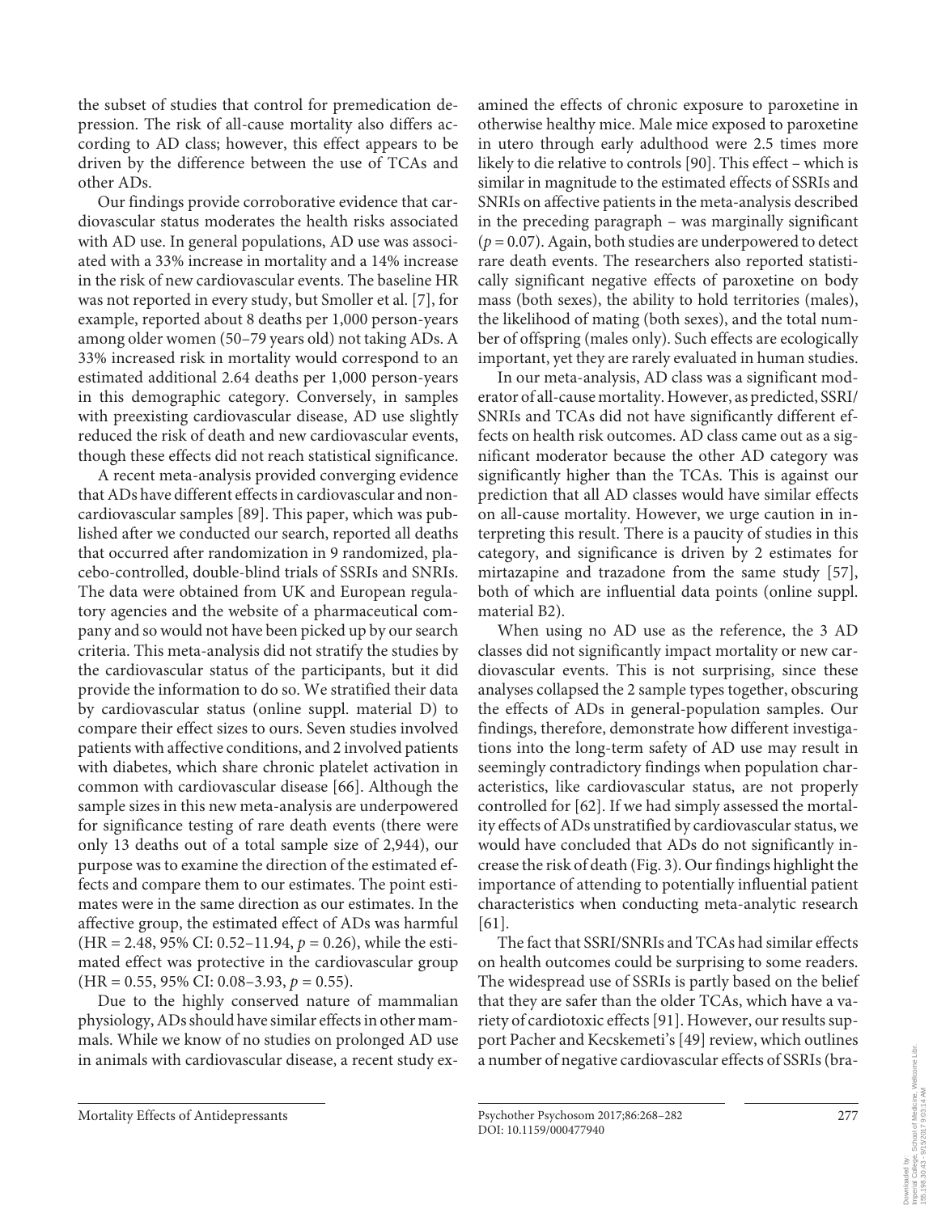the subset of studies that control for premedication depression. The risk of all-cause mortality also differs according to AD class; however, this effect appears to be driven by the difference between the use of TCAs and other ADs.

Our findings provide corroborative evidence that cardiovascular status moderates the health risks associated with AD use. In general populations, AD use was associated with a 33% increase in mortality and a 14% increase in the risk of new cardiovascular events. The baseline HR was not reported in every study, but Smoller et al. [7], for example, reported about 8 deaths per 1,000 person-years among older women (50–79 years old) not taking ADs. A 33% increased risk in mortality would correspond to an estimated additional 2.64 deaths per 1,000 person-years in this demographic category. Conversely, in samples with preexisting cardiovascular disease, AD use slightly reduced the risk of death and new cardiovascular events, though these effects did not reach statistical significance.

A recent meta-analysis provided converging evidence that ADs have different effects in cardiovascular and noncardiovascular samples [89]. This paper, which was published after we conducted our search, reported all deaths that occurred after randomization in 9 randomized, placebo-controlled, double-blind trials of SSRIs and SNRIs. The data were obtained from UK and European regulatory agencies and the website of a pharmaceutical company and so would not have been picked up by our search criteria. This meta-analysis did not stratify the studies by the cardiovascular status of the participants, but it did provide the information to do so. We stratified their data by cardiovascular status (online suppl. material D) to compare their effect sizes to ours. Seven studies involved patients with affective conditions, and 2 involved patients with diabetes, which share chronic platelet activation in common with cardiovascular disease [66]. Although the sample sizes in this new meta-analysis are underpowered for significance testing of rare death events (there were only 13 deaths out of a total sample size of 2,944), our purpose was to examine the direction of the estimated effects and compare them to our estimates. The point estimates were in the same direction as our estimates. In the affective group, the estimated effect of ADs was harmful (HR = 2.48, 95% CI: 0.52–11.94, $p = 0.26$), while the estimated effect was protective in the cardiovascular group (HR = 0.55, 95% CI: 0.08–3.93, $p = 0.55$).

Due to the highly conserved nature of mammalian physiology, ADs should have similar effects in other mammals. While we know of no studies on prolonged AD use in animals with cardiovascular disease, a recent study examined the effects of chronic exposure to paroxetine in otherwise healthy mice. Male mice exposed to paroxetine in utero through early adulthood were 2.5 times more likely to die relative to controls [90]. This effect – which is similar in magnitude to the estimated effects of SSRIs and SNRIs on affective patients in the meta-analysis described in the preceding paragraph – was marginally significant ($p = 0.07$). Again, both studies are underpowered to detect rare death events. The researchers also reported statistically significant negative effects of paroxetine on body mass (both sexes), the ability to hold territories (males), the likelihood of mating (both sexes), and the total number of offspring (males only). Such effects are ecologically important, yet they are rarely evaluated in human studies.

In our meta-analysis, AD class was a significant moderator of all-cause mortality. However, as predicted, SSRI/SNRIs and TCAs did not have significantly different effects on health risk outcomes. AD class came out as a significant moderator because the other AD category was significantly higher than the TCAs. This is against our prediction that all AD classes would have similar effects on all-cause mortality. However, we urge caution in interpreting this result. There is a paucity of studies in this category, and significance is driven by 2 estimates for mirtazapine and trazadone from the same study [57], both of which are influential data points (online suppl. material B2).

When using no AD use as the reference, the 3 AD classes did not significantly impact mortality or new cardiovascular events. This is not surprising, since these analyses collapsed the 2 sample types together, obscuring the effects of ADs in general-population samples. Our findings, therefore, demonstrate how different investigations into the long-term safety of AD use may result in seemingly contradictory findings when population characteristics, like cardiovascular status, are not properly controlled for [62]. If we had simply assessed the mortality effects of ADs unstratified by cardiovascular status, we would have concluded that ADs do not significantly increase the risk of death (Fig. 3). Our findings highlight the importance of attending to potentially influential patient characteristics when conducting meta-analytic research [61].

The fact that SSRI/SNRIs and TCAs had similar effects on health outcomes could be surprising to some readers. The widespread use of SSRIs is partly based on the belief that they are safer than the older TCAs, which have a variety of cardiotoxic effects [91]. However, our results support Pacher and Kecskemeti's [49] review, which outlines a number of negative cardiovascular effects of SSRIs (bra-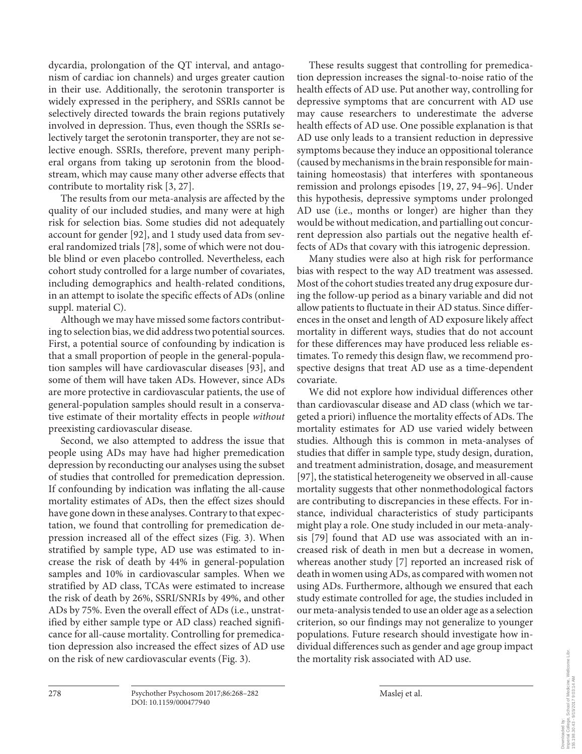dycardia, prolongation of the QT interval, and antagonism of cardiac ion channels) and urges greater caution in their use. Additionally, the serotonin transporter is widely expressed in the periphery, and SSRIs cannot be selectively directed towards the brain regions putatively involved in depression. Thus, even though the SSRIs selectively target the serotonin transporter, they are not selective enough. SSRIs, therefore, prevent many peripheral organs from taking up serotonin from the bloodstream, which may cause many other adverse effects that contribute to mortality risk [3, 27].

The results from our meta-analysis are affected by the quality of our included studies, and many were at high risk for selection bias. Some studies did not adequately account for gender [92], and 1 study used data from several randomized trials [78], some of which were not double blind or even placebo controlled. Nevertheless, each cohort study controlled for a large number of covariates, including demographics and health-related conditions, in an attempt to isolate the specific effects of ADs (online suppl. material C).

Although we may have missed some factors contributing to selection bias, we did address two potential sources. First, a potential source of confounding by indication is that a small proportion of people in the general-population samples will have cardiovascular diseases [93], and some of them will have taken ADs. However, since ADs are more protective in cardiovascular patients, the use of general-population samples should result in a conservative estimate of their mortality effects in people *without* preexisting cardiovascular disease.

Second, we also attempted to address the issue that people using ADs may have had higher premedication depression by reconducting our analyses using the subset of studies that controlled for premedication depression. If confounding by indication was inflating the all-cause mortality estimates of ADs, then the effect sizes should have gone down in these analyses. Contrary to that expectation, we found that controlling for premedication depression increased all of the effect sizes (Fig. 3). When stratified by sample type, AD use was estimated to increase the risk of death by 44% in general-population samples and 10% in cardiovascular samples. When we stratified by AD class, TCAs were estimated to increase the risk of death by 26%, SSRI/SNRIs by 49%, and other ADs by 75%. Even the overall effect of ADs (i.e., unstratified by either sample type or AD class) reached significance for all-cause mortality. Controlling for premedication depression also increased the effect sizes of AD use on the risk of new cardiovascular events (Fig. 3).

These results suggest that controlling for premedication depression increases the signal-to-noise ratio of the health effects of AD use. Put another way, controlling for depressive symptoms that are concurrent with AD use may cause researchers to underestimate the adverse health effects of AD use. One possible explanation is that AD use only leads to a transient reduction in depressive symptoms because they induce an oppositional tolerance (caused by mechanisms in the brain responsible for maintaining homeostasis) that interferes with spontaneous remission and prolongs episodes [19, 27, 94–96]. Under this hypothesis, depressive symptoms under prolonged AD use (i.e., months or longer) are higher than they would be without medication, and partialling out concurrent depression also partials out the negative health effects of ADs that covary with this iatrogenic depression.

Many studies were also at high risk for performance bias with respect to the way AD treatment was assessed. Most of the cohort studies treated any drug exposure during the follow-up period as a binary variable and did not allow patients to fluctuate in their AD status. Since differences in the onset and length of AD exposure likely affect mortality in different ways, studies that do not account for these differences may have produced less reliable estimates. To remedy this design flaw, we recommend prospective designs that treat AD use as a time-dependent covariate.

We did not explore how individual differences other than cardiovascular disease and AD class (which we targeted a priori) influence the mortality effects of ADs. The mortality estimates for AD use varied widely between studies. Although this is common in meta-analyses of studies that differ in sample type, study design, duration, and treatment administration, dosage, and measurement [97], the statistical heterogeneity we observed in all-cause mortality suggests that other nonmethodological factors are contributing to discrepancies in these effects. For instance, individual characteristics of study participants might play a role. One study included in our meta-analysis [79] found that AD use was associated with an increased risk of death in men but a decrease in women, whereas another study [7] reported an increased risk of death in women using ADs, as compared with women not using ADs. Furthermore, although we ensured that each study estimate controlled for age, the studies included in our meta-analysis tended to use an older age as a selection criterion, so our findings may not generalize to younger populations. Future research should investigate how individual differences such as gender and age group impact the mortality risk associated with AD use.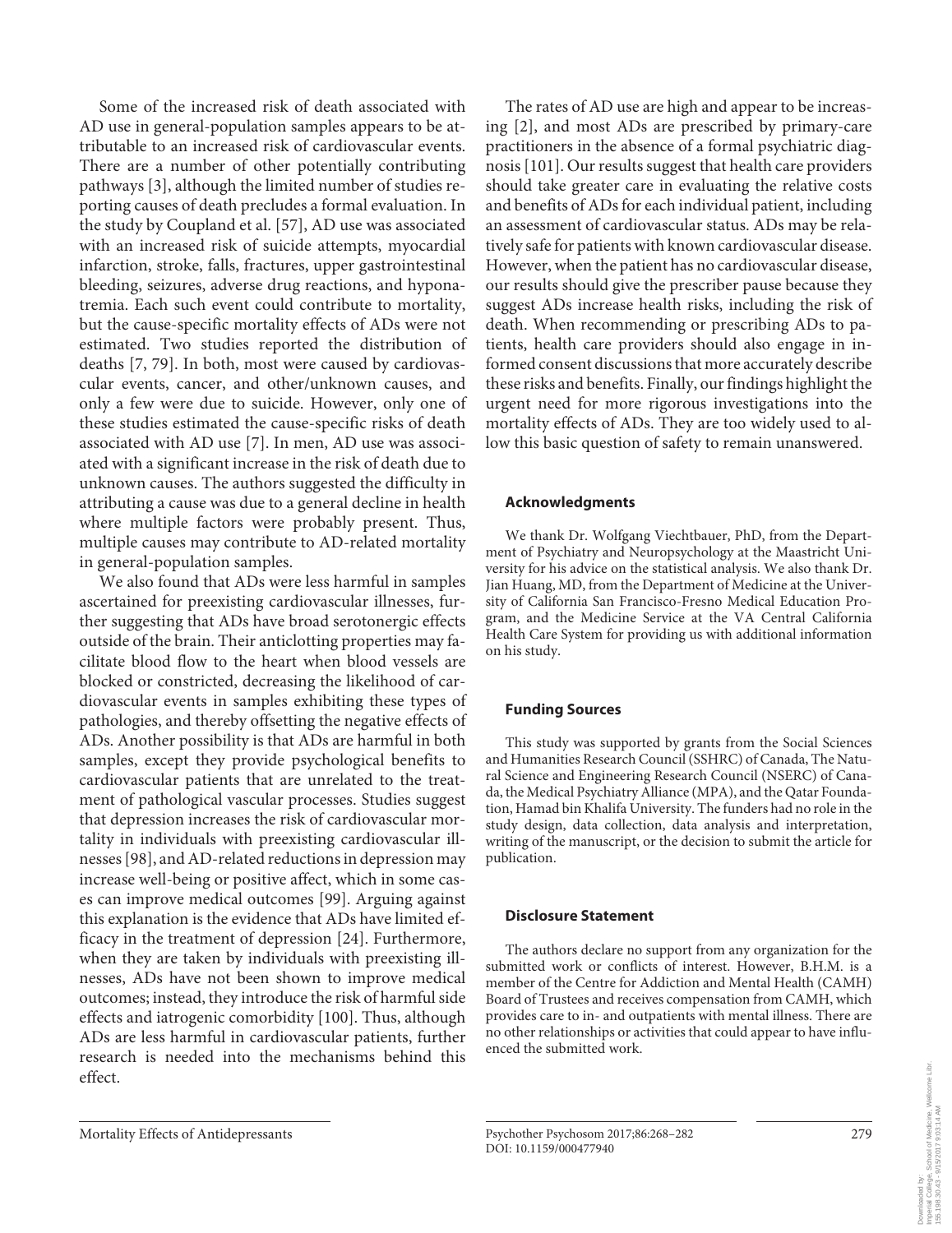Some of the increased risk of death associated with AD use in general-population samples appears to be attributable to an increased risk of cardiovascular events. There are a number of other potentially contributing pathways [3], although the limited number of studies reporting causes of death precludes a formal evaluation. In the study by Coupland et al. [57], AD use was associated with an increased risk of suicide attempts, myocardial infarction, stroke, falls, fractures, upper gastrointestinal bleeding, seizures, adverse drug reactions, and hyponatremia. Each such event could contribute to mortality, but the cause-specific mortality effects of ADs were not estimated. Two studies reported the distribution of deaths [7, 79]. In both, most were caused by cardiovascular events, cancer, and other/unknown causes, and only a few were due to suicide. However, only one of these studies estimated the cause-specific risks of death associated with AD use [7]. In men, AD use was associated with a significant increase in the risk of death due to unknown causes. The authors suggested the difficulty in attributing a cause was due to a general decline in health where multiple factors were probably present. Thus, multiple causes may contribute to AD-related mortality in general-population samples.

We also found that ADs were less harmful in samples ascertained for preexisting cardiovascular illnesses, further suggesting that ADs have broad serotonergic effects outside of the brain. Their anticlotting properties may facilitate blood flow to the heart when blood vessels are blocked or constricted, decreasing the likelihood of cardiovascular events in samples exhibiting these types of pathologies, and thereby offsetting the negative effects of ADs. Another possibility is that ADs are harmful in both samples, except they provide psychological benefits to cardiovascular patients that are unrelated to the treatment of pathological vascular processes. Studies suggest that depression increases the risk of cardiovascular mortality in individuals with preexisting cardiovascular illnesses [98], and AD-related reductions in depression may increase well-being or positive affect, which in some cases can improve medical outcomes [99]. Arguing against this explanation is the evidence that ADs have limited efficacy in the treatment of depression [24]. Furthermore, when they are taken by individuals with preexisting illnesses, ADs have not been shown to improve medical outcomes; instead, they introduce the risk of harmful side effects and iatrogenic comorbidity [100]. Thus, although ADs are less harmful in cardiovascular patients, further research is needed into the mechanisms behind this effect.

The rates of AD use are high and appear to be increasing [2], and most ADs are prescribed by primary-care practitioners in the absence of a formal psychiatric diagnosis [101]. Our results suggest that health care providers should take greater care in evaluating the relative costs and benefits of ADs for each individual patient, including an assessment of cardiovascular status. ADs may be relatively safe for patients with known cardiovascular disease. However, when the patient has no cardiovascular disease, our results should give the prescriber pause because they suggest ADs increase health risks, including the risk of death. When recommending or prescribing ADs to patients, health care providers should also engage in informed consent discussions that more accurately describe these risks and benefits. Finally, our findings highlight the urgent need for more rigorous investigations into the mortality effects of ADs. They are too widely used to allow this basic question of safety to remain unanswered.

## Acknowledgments

We thank Dr. Wolfgang Viechtbauer, PhD, from the Department of Psychiatry and Neuropsychology at the Maastricht University for his advice on the statistical analysis. We also thank Dr. Jian Huang, MD, from the Department of Medicine at the University of California San Francisco-Fresno Medical Education Program, and the Medicine Service at the VA Central California Health Care System for providing us with additional information on his study.

## Funding Sources

This study was supported by grants from the Social Sciences and Humanities Research Council (SSHRC) of Canada, The Natural Science and Engineering Research Council (NSERC) of Canada, the Medical Psychiatry Alliance (MPA), and the Qatar Foundation, Hamad bin Khalifa University. The funders had no role in the study design, data collection, data analysis and interpretation, writing of the manuscript, or the decision to submit the article for publication.

## Disclosure Statement

The authors declare no support from any organization for the submitted work or conflicts of interest. However, B.H.M. is a member of the Centre for Addiction and Mental Health (CAMH) Board of Trustees and receives compensation from CAMH, which provides care to in- and outpatients with mental illness. There are no other relationships or activities that could appear to have influenced the submitted work.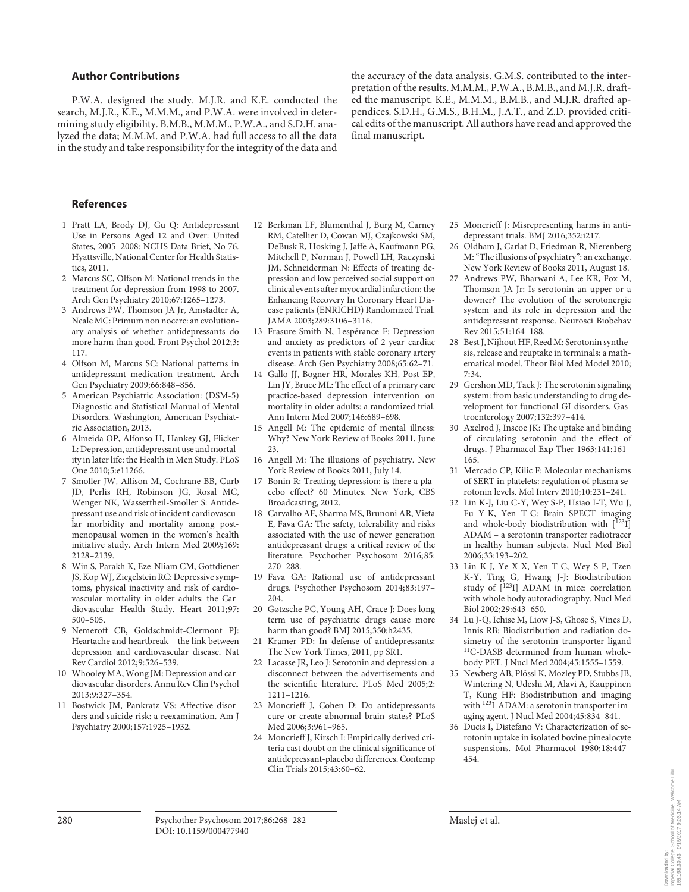## Author Contributions

P.W.A. designed the study. M.J.R. and K.E. conducted the search, M.J.R., K.E., M.M.M., and P.W.A. were involved in determining study eligibility. B.M.B., M.M.M., P.W.A., and S.D.H. analyzed the data; M.M.M. and P.W.A. had full access to all the data in the study and take responsibility for the integrity of the data and the accuracy of the data analysis. G.M.S. contributed to the interpretation of the results. M.M.M., P.W.A., B.M.B., and M.J.R. drafted the manuscript. K.E., M.M.M., B.M.B., and M.J.R. drafted appendices. S.D.H., G.M.S., B.H.M., J.A.T., and Z.D. provided critical edits of the manuscript. All authors have read and approved the final manuscript.

## References

1. Pratt LA, Brody DJ, Gu Q: Antidepressant Use in Persons Aged 12 and Over: United States, 2005–2008: NCHS Data Brief, No 76. Hyattsville, National Center for Health Statistics, 2011.
2. Marcus SC, Olfson M: National trends in the treatment for depression from 1998 to 2007. Arch Gen Psychiatry 2010;67:1265–1273.
3. Andrews PW, Thomson JA Jr, Amstadter A, Neale MC: Primum non nocere: an evolutionary analysis of whether antidepressants do more harm than good. Front Psychol 2012;3:117.
4. Olfson M, Marcus SC: National patterns in antidepressant medication treatment. Arch Gen Psychiatry 2009;66:848–856.
5. American Psychiatric Association: (DSM-5) Diagnostic and Statistical Manual of Mental Disorders. Washington, American Psychiatric Association, 2013.
6. Almeida OP, Alfonso H, Hankey GJ, Flicker L: Depression, antidepressant use and mortality in later life: the Health in Men Study. PLoS One 2010;5:e11266.
7. Smoller JW, Allison M, Cochrane BB, Curb JD, Perlis RH, Robinson JG, Rosal MC, Wenger NK, Wassertheil-Smoller S: Antidepressant use and risk of incident cardiovascular morbidity and mortality among postmenopausal women in the women's health initiative study. Arch Intern Med 2009;169:2128–2139.
8. Win S, Parakh K, Eze-Nliam CM, Gottdiener JS, Kop WJ, Ziegelstein RC: Depressive symptoms, physical inactivity and risk of cardiovascular mortality in older adults: the Cardiovascular Health Study. Heart 2011;97:500–505.
9. Nemeroff CB, Goldschmidt-Clermont PJ: Heartache and heartbreak – the link between depression and cardiovascular disease. Nat Rev Cardiol 2012;9:526–539.
10. Whooley MA, Wong JM: Depression and cardiovascular disorders. Annu Rev Clin Psychol 2013;9:327–354.
11. Bostwick JM, Pankratz VS: Affective disorders and suicide risk: a reexamination. Am J Psychiatry 2000;157:1925–1932.
12. Berkman LF, Blumenthal J, Burg M, Carney RM, Catellier D, Cowan MJ, Czajkowski SM, DeBusk R, Hosking J, Jaffe A, Kaufmann PG, Mitchell P, Norman J, Powell LH, Raczynski JM, Schneiderman N: Effects of treating depression and low perceived social support on clinical events after myocardial infarction: the Enhancing Recovery In Coronary Heart Disease patients (ENRICHD) Randomized Trial. JAMA 2003;289:3106–3116.
13. Frasure-Smith N, Lespérance F: Depression and anxiety as predictors of 2-year cardiac events in patients with stable coronary artery disease. Arch Gen Psychiatry 2008;65:62–71.
14. Gallo JJ, Bogner HR, Morales KH, Post EP, Lin JY, Bruce ML: The effect of a primary care practice-based depression intervention on mortality in older adults: a randomized trial. Ann Intern Med 2007;146:689–698.
15. Angell M: The epidemic of mental illness: Why? New York Review of Books 2011, June 23.
16. Angell M: The illusions of psychiatry. New York Review of Books 2011, July 14.
17. Bonin R: Treating depression: is there a placebo effect? 60 Minutes. New York, CBS Broadcasting, 2012.
18. Carvalho AF, Sharma MS, Brunoni AR, Vieta E, Fava GA: The safety, tolerability and risks associated with the use of newer generation antidepressant drugs: a critical review of the literature. Psychother Psychosom 2016;85:270–288.
19. Fava GA: Rational use of antidepressant drugs. Psychother Psychosom 2014;83:197–204.
20. Gøtzsche PC, Young AH, Crace J: Does long term use of psychiatric drugs cause more harm than good? BMJ 2015;350:h2435.
21. Kramer PD: In defense of antidepressants: The New York Times, 2011, pp SR1.
22. Lacasse JR, Leo J: Serotonin and depression: a disconnect between the advertisements and the scientific literature. PLoS Med 2005;2:1211–1216.
23. Moncrieff J, Cohen D: Do antidepressants cure or create abnormal brain states? PLoS Med 2006;3:961–965.
24. Moncrieff J, Kirsch I: Empirically derived criteria cast doubt on the clinical significance of antidepressant-placebo differences. Contemp Clin Trials 2015;43:60–62.
25. Moncrieff J: Misrepresenting harms in antidepressant trials. BMJ 2016;352:i217.
26. Oldham J, Carlat D, Friedman R, Nierenberg M: "The illusions of psychiatry": an exchange. New York Review of Books 2011, August 18.
27. Andrews PW, Bharwani A, Lee KR, Fox M, Thomson JA Jr: Is serotonin an upper or a downer? The evolution of the serotonergic system and its role in depression and the antidepressant response. Neurosci Biobehav Rev 2015;51:164–188.
28. Best J, Nijhout HF, Reed M: Serotonin synthesis, release and reuptake in terminals: a mathematical model. Theor Biol Med Model 2010;7:34.
29. Gershon MD, Tack J: The serotonin signaling system: from basic understanding to drug development for functional GI disorders. Gastroenterology 2007;132:397–414.
30. Axelrod J, Inscoe JK: The uptake and binding of circulating serotonin and the effect of drugs. J Pharmacol Exp Ther 1963;141:161–165.
31. Mercado CP, Kilic F: Molecular mechanisms of SERT in platelets: regulation of plasma serotonin levels. Mol Interv 2010;10:231–241.
32. Lin K-J, Liu C-Y, Wey S-P, Hsiao I-T, Wu J, Fu Y-K, Yen T-C: Brain SPECT imaging and whole-body biodistribution with [$^{123}$I] ADAM – a serotonin transporter radiotracer in healthy human subjects. Nucl Med Biol 2006;33:193–202.
33. Lin K-J, Ye X-X, Yen T-C, Wey S-P, Tzen K-Y, Ting G, Hwang J-J: Biodistribution study of [$^{123}$I] ADAM in mice: correlation with whole body autoradiography. Nucl Med Biol 2002;29:643–650.
34. Lu J-Q, Ichise M, Liow J-S, Ghose S, Vines D, Innis RB: Biodistribution and radiation dosimetry of the serotonin transporter ligand $^{11}$C-DASB determined from human whole-body PET. J Nucl Med 2004;45:1555–1559.
35. Newberg AB, Plössl K, Mozley PD, Stubbs JB, Wintering N, Udeshi M, Alavi A, Kauppinen T, Kung HF: Biodistribution and imaging with $^{123}$I-ADAM: a serotonin transporter imaging agent. J Nucl Med 2004;45:834–841.
36. Ducis I, Distefano V: Characterization of serotonin uptake in isolated bovine pinealocyte suspensions. Mol Pharmacol 1980;18:447–454.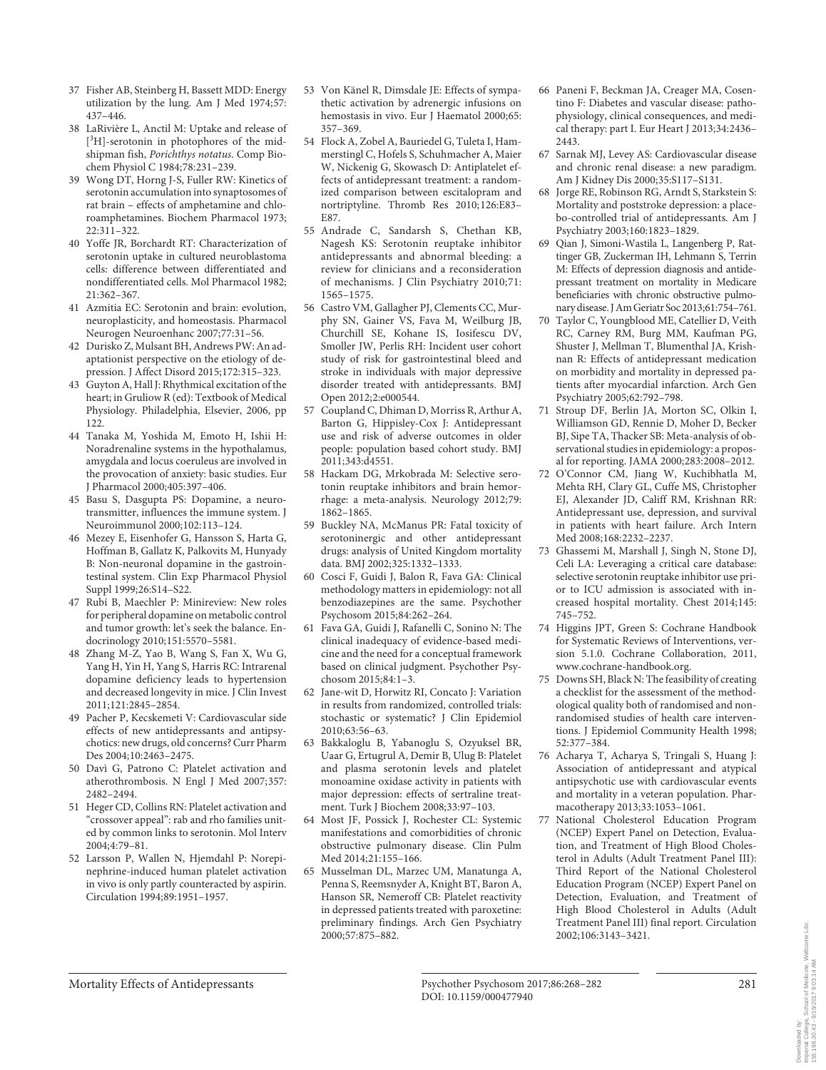37 Fisher AB, Steinberg H, Bassett MDD: Energy utilization by the lung. Am J Med 1974;57: 437–446.

38 LaRivière L, Anctil M: Uptake and release of [$^3$H]-serotonin in photophores of the midshipman fish, *Porichthys notatus*. Comp Biochem Physiol C 1984;78:231–239.

39 Wong DT, Horng J-S, Fuller RW: Kinetics of serotonin accumulation into synaptosomes of rat brain – effects of amphetamine and chloroamphetamines. Biochem Pharmacol 1973; 22:311–322.

40 Yoffe JR, Borchardt RT: Characterization of serotonin uptake in cultured neuroblastoma cells: difference between differentiated and nondifferentiated cells. Mol Pharmacol 1982; 21:362–367.

41 Azmitia EC: Serotonin and brain: evolution, neuroplasticity, and homeostasis. Pharmacol Neurogen Neuroenhanc 2007;77:31–56.

42 Durisko Z, Mulsant BH, Andrews PW: An adaptationist perspective on the etiology of depression. J Affect Disord 2015;172:315–323.

43 Guyton A, Hall J: Rhythmical excitation of the heart; in Gruliow R (ed): Textbook of Medical Physiology. Philadelphia, Elsevier, 2006, pp 122.

44 Tanaka M, Yoshida M, Emoto H, Ishii H: Noradrenaline systems in the hypothalamus, amygdala and locus coeruleus are involved in the provocation of anxiety: basic studies. Eur J Pharmacol 2000;405:397–406.

45 Basu S, Dasgupta PS: Dopamine, a neurotransmitter, influences the immune system. J Neuroimmunol 2000;102:113–124.

46 Mezey E, Eisenhofer G, Hansson S, Harta G, Hoffman B, Gallatz K, Palkovits M, Hunyady B: Non-neuronal dopamine in the gastrointestinal system. Clin Exp Pharmacol Physiol Suppl 1999;26:S14–S22.

47 Rubí B, Maechler P: Minireview: New roles for peripheral dopamine on metabolic control and tumor growth: let's seek the balance. Endocrinology 2010;151:5570–5581.

48 Zhang M-Z, Yao B, Wang S, Fan X, Wu G, Yang H, Yin H, Yang S, Harris RC: Intrarenal dopamine deficiency leads to hypertension and decreased longevity in mice. J Clin Invest 2011;121:2845–2854.

49 Pacher P, Kecskemeti V: Cardiovascular side effects of new antidepressants and antipsychotics: new drugs, old concerns? Curr Pharm Des 2004;10:2463–2475.

50 Davì G, Patrono C: Platelet activation and atherothrombosis. N Engl J Med 2007;357: 2482–2494.

51 Heger CD, Collins RN: Platelet activation and "crossover appeal": rab and rho families united by common links to serotonin. Mol Interv 2004;4:79–81.

52 Larsson P, Wallen N, Hjemdahl P: Norepinephrine-induced human platelet activation in vivo is only partly counteracted by aspirin. Circulation 1994;89:1951–1957.

53 Von Känel R, Dimsdale JE: Effects of sympathetic activation by adrenergic infusions on hemostasis in vivo. Eur J Haematol 2000;65: 357–369.

54 Flock A, Zobel A, Bauriedel G, Tuleta I, Hammerstingl C, Hofels S, Schuhmacher A, Maier W, Nickenig G, Skowasch D: Antiplatelet effects of antidepressant treatment: a randomized comparison between escitalopram and nortriptyline. Thromb Res 2010;126:E83–E87.

55 Andrade C, Sandarsh S, Chethan KB, Nagesh KS: Serotonin reuptake inhibitor antidepressants and abnormal bleeding: a review for clinicians and a reconsideration of mechanisms. J Clin Psychiatry 2010;71: 1565–1575.

56 Castro VM, Gallagher PJ, Clements CC, Murphy SN, Gainer VS, Fava M, Weilburg JB, Churchill SE, Kohane IS, Iosifescu DV, Smoller JW, Perlis RH: Incident user cohort study of risk for gastrointestinal bleed and stroke in individuals with major depressive disorder treated with antidepressants. BMJ Open 2012;2:e000544.

57 Coupland C, Dhiman D, Morriss R, Arthur A, Barton G, Hippisley-Cox J: Antidepressant use and risk of adverse outcomes in older people: population based cohort study. BMJ 2011;343:d4551.

58 Hackam DG, Mrkobrada M: Selective serotonin reuptake inhibitors and brain hemorrhage: a meta-analysis. Neurology 2012;79: 1862–1865.

59 Buckley NA, McManus PR: Fatal toxicity of serotoninergic and other antidepressant drugs: analysis of United Kingdom mortality data. BMJ 2002;325:1332–1333.

60 Cosci F, Guidi J, Balon R, Fava GA: Clinical methodology matters in epidemiology: not all benzodiazepines are the same. Psychother Psychosom 2015;84:262–264.

61 Fava GA, Guidi J, Rafanelli C, Sonino N: The clinical inadequacy of evidence-based medicine and the need for a conceptual framework based on clinical judgment. Psychother Psychosom 2015;84:1–3.

62 Jane-wit D, Horwitz RI, Concato J: Variation in results from randomized, controlled trials: stochastic or systematic? J Clin Epidemiol 2010;63:56–63.

63 Bakkaloglu B, Yabanoglu S, Ozyuksel BR, Uaar G, Ertugrul A, Demir B, Ulug B: Platelet and plasma serotonin levels and platelet monoamine oxidase activity in patients with major depression: effects of sertraline treatment. Turk J Biochem 2008;33:97–103.

64 Most JF, Possick J, Rochester CL: Systemic manifestations and comorbidities of chronic obstructive pulmonary disease. Clin Pulm Med 2014;21:155–166.

65 Musselman DL, Marzec UM, Manatunga A, Penna S, Reemsnyder A, Knight BT, Baron A, Hanson SR, Nemeroff CB: Platelet reactivity in depressed patients treated with paroxetine: preliminary findings. Arch Gen Psychiatry 2000;57:875–882.

66 Paneni F, Beckman JA, Creager MA, Cosentino F: Diabetes and vascular disease: pathophysiology, clinical consequences, and medical therapy: part I. Eur Heart J 2013;34:2436–2443.

67 Sarnak MJ, Levey AS: Cardiovascular disease and chronic renal disease: a new paradigm. Am J Kidney Dis 2000;35:S117–S131.

68 Jorge RE, Robinson RG, Arndt S, Starkstein S: Mortality and poststroke depression: a placebo-controlled trial of antidepressants. Am J Psychiatry 2003;160:1823–1829.

69 Qian J, Simoni-Wastila L, Langenberg P, Rattinger GB, Zuckerman IH, Lehmann S, Terrin M: Effects of depression diagnosis and antidepressant treatment on mortality in Medicare beneficiaries with chronic obstructive pulmonary disease. J Am Geriatr Soc 2013;61:754–761.

70 Taylor C, Youngblood ME, Catellier D, Veith RC, Carney RM, Burg MM, Kaufman PG, Shuster J, Mellman T, Blumenthal JA, Krishnan R: Effects of antidepressant medication on morbidity and mortality in depressed patients after myocardial infarction. Arch Gen Psychiatry 2005;62:792–798.

71 Stroup DF, Berlin JA, Morton SC, Olkin I, Williamson GD, Rennie D, Moher D, Becker BJ, Sipe TA, Thacker SB: Meta-analysis of observational studies in epidemiology: a proposal for reporting. JAMA 2000;283:2008–2012.

72 O'Connor CM, Jiang W, Kuchibhatla M, Mehta RH, Clary GL, Cuffe MS, Christopher EJ, Alexander JD, Califf RM, Krishnan RR: Antidepressant use, depression, and survival in patients with heart failure. Arch Intern Med 2008;168:2232–2237.

73 Ghassemi M, Marshall J, Singh N, Stone DJ, Celi LA: Leveraging a critical care database: selective serotonin reuptake inhibitor use prior to ICU admission is associated with increased hospital mortality. Chest 2014;145: 745–752.

74 Higgins JPT, Green S: Cochrane Handbook for Systematic Reviews of Interventions, version 5.1.0. Cochrane Collaboration, 2011, www.cochrane-handbook.org.

75 Downs SH, Black N: The feasibility of creating a checklist for the assessment of the methodological quality both of randomised and non-randomised studies of health care interventions. J Epidemiol Community Health 1998; 52:377–384.

76 Acharya T, Acharya S, Tringali S, Huang J: Association of antidepressant and atypical antipsychotic use with cardiovascular events and mortality in a veteran population. Pharmacotherapy 2013;33:1053–1061.

77 National Cholesterol Education Program (NCEP) Expert Panel on Detection, Evaluation, and Treatment of High Blood Cholesterol in Adults (Adult Treatment Panel III): Third Report of the National Cholesterol Education Program (NCEP) Expert Panel on Detection, Evaluation, and Treatment of High Blood Cholesterol in Adults (Adult Treatment Panel III) final report. Circulation 2002;106:3143–3421.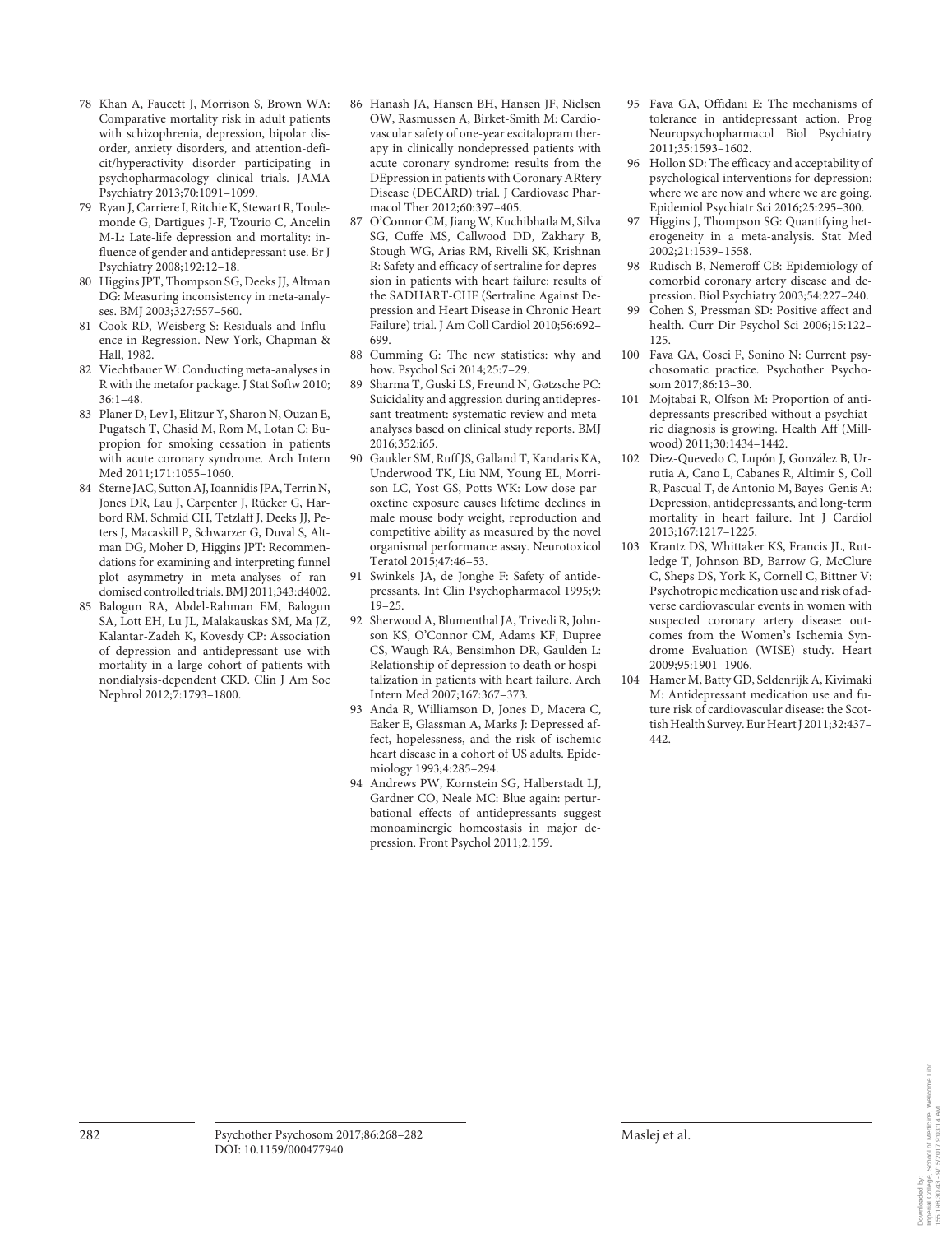78 Khan A, Faucett J, Morrison S, Brown WA: Comparative mortality risk in adult patients with schizophrenia, depression, bipolar disorder, anxiety disorders, and attention-deficit/hyperactivity disorder participating in psychopharmacology clinical trials. JAMA Psychiatry 2013;70:1091–1099.

79 Ryan J, Carriere I, Ritchie K, Stewart R, Toulemonde G, Dartigues J-F, Tzourio C, Ancelin M-L: Late-life depression and mortality: influence of gender and antidepressant use. Br J Psychiatry 2008;192:12–18.

80 Higgins JPT, Thompson SG, Deeks JJ, Altman DG: Measuring inconsistency in meta-analyses. BMJ 2003;327:557–560.

81 Cook RD, Weisberg S: Residuals and Influence in Regression. New York, Chapman & Hall, 1982.

82 Viechtbauer W: Conducting meta-analyses in R with the metafor package. J Stat Softw 2010; 36:1–48.

83 Planer D, Lev I, Elitzur Y, Sharon N, Ouzan E, Pugatsch T, Chasid M, Rom M, Lotan C: Bupropion for smoking cessation in patients with acute coronary syndrome. Arch Intern Med 2011;171:1055–1060.

84 Sterne JAC, Sutton AJ, Ioannidis JPA, Terrin N, Jones DR, Lau J, Carpenter J, Rücker G, Harbord RM, Schmid CH, Tetzlaff J, Deeks JJ, Peters J, Macaskill P, Schwarzer G, Duval S, Altman DG, Moher D, Higgins JPT: Recommendations for examining and interpreting funnel plot asymmetry in meta-analyses of randomised controlled trials. BMJ 2011;343:d4002.

85 Balogun RA, Abdel-Rahman EM, Balogun SA, Lott EH, Lu JL, Malakauskas SM, Ma JZ, Kalantar-Zadeh K, Kovesdy CP: Association of depression and antidepressant use with mortality in a large cohort of patients with nondialysis-dependent CKD. Clin J Am Soc Nephrol 2012;7:1793–1800.

86 Hanash JA, Hansen BH, Hansen JF, Nielsen OW, Rasmussen A, Birket-Smith M: Cardiovascular safety of one-year escitalopram therapy in clinically nondepressed patients with acute coronary syndrome: results from the DEpression in patients with Coronary ARtery Disease (DECARD) trial. J Cardiovasc Pharmacol Ther 2012;60:397–405.

87 O'Connor CM, Jiang W, Kuchibhatla M, Silva SG, Cuffe MS, Callwood DD, Zakhary B, Stough WG, Arias RM, Rivelli SK, Krishnan R: Safety and efficacy of sertraline for depression in patients with heart failure: results of the SADHART-CHF (Sertraline Against Depression and Heart Disease in Chronic Heart Failure) trial. J Am Coll Cardiol 2010;56:692–699.

88 Cumming G: The new statistics: why and how. Psychol Sci 2014;25:7–29.

89 Sharma T, Guski LS, Freund N, Gøtzsche PC: Suicidality and aggression during antidepressant treatment: systematic review and meta-analyses based on clinical study reports. BMJ 2016;352:i65.

90 Gaukler SM, Ruff JS, Galland T, Kandaris KA, Underwood TK, Liu NM, Young EL, Morrison LC, Yost GS, Potts WK: Low-dose paroxetine exposure causes lifetime declines in male mouse body weight, reproduction and competitive ability as measured by the novel organismal performance assay. Neurotoxicol Teratol 2015;47:46–53.

91 Swinkels JA, de Jonghe F: Safety of antidepressants. Int Clin Psychopharmacol 1995;9: 19–25.

92 Sherwood A, Blumenthal JA, Trivedi R, Johnson KS, O'Connor CM, Adams KF, Dupree CS, Waugh RA, Bensimhon DR, Gaulden L: Relationship of depression to death or hospitalization in patients with heart failure. Arch Intern Med 2007;167:367–373.

93 Anda R, Williamson D, Jones D, Macera C, Eaker E, Glassman A, Marks J: Depressed affect, hopelessness, and the risk of ischemic heart disease in a cohort of US adults. Epidemiology 1993;4:285–294.

94 Andrews PW, Kornstein SG, Halberstadt LJ, Gardner CO, Neale MC: Blue again: perturbational effects of antidepressants suggest monoaminergic homeostasis in major depression. Front Psychol 2011;2:159.

95 Fava GA, Offidani E: The mechanisms of tolerance in antidepressant action. Prog Neuropsychopharmacol Biol Psychiatry 2011;35:1593–1602.

96 Hollon SD: The efficacy and acceptability of psychological interventions for depression: where we are now and where we are going. Epidemiol Psychiatr Sci 2016;25:295–300.

97 Higgins J, Thompson SG: Quantifying heterogeneity in a meta-analysis. Stat Med 2002;21:1539–1558.

98 Rudisch B, Nemeroff CB: Epidemiology of comorbid coronary artery disease and depression. Biol Psychiatry 2003;54:227–240.

99 Cohen S, Pressman SD: Positive affect and health. Curr Dir Psychol Sci 2006;15:122–125.

100 Fava GA, Cosci F, Sonino N: Current psychosomatic practice. Psychother Psychosom 2017;86:13–30.

101 Mojtabai R, Olfson M: Proportion of antidepressants prescribed without a psychiatric diagnosis is growing. Health Aff (Millwood) 2011;30:1434–1442.

102 Diez-Quevedo C, Lupón J, González B, Urrutia A, Cano L, Cabanes R, Altimir S, Coll R, Pascual T, de Antonio M, Bayes-Genis A: Depression, antidepressants, and long-term mortality in heart failure. Int J Cardiol 2013;167:1217–1225.

103 Krantz DS, Whittaker KS, Francis JL, Rutledge T, Johnson BD, Barrow G, McClure C, Sheps DS, York K, Cornell C, Bittner V: Psychotropic medication use and risk of adverse cardiovascular events in women with suspected coronary artery disease: outcomes from the Women's Ischemia Syndrome Evaluation (WISE) study. Heart 2009;95:1901–1906.

104 Hamer M, Batty GD, Seldenrijk A, Kivimaki M: Antidepressant medication use and future risk of cardiovascular disease: the Scottish Health Survey. Eur Heart J 2011;32:437–442.